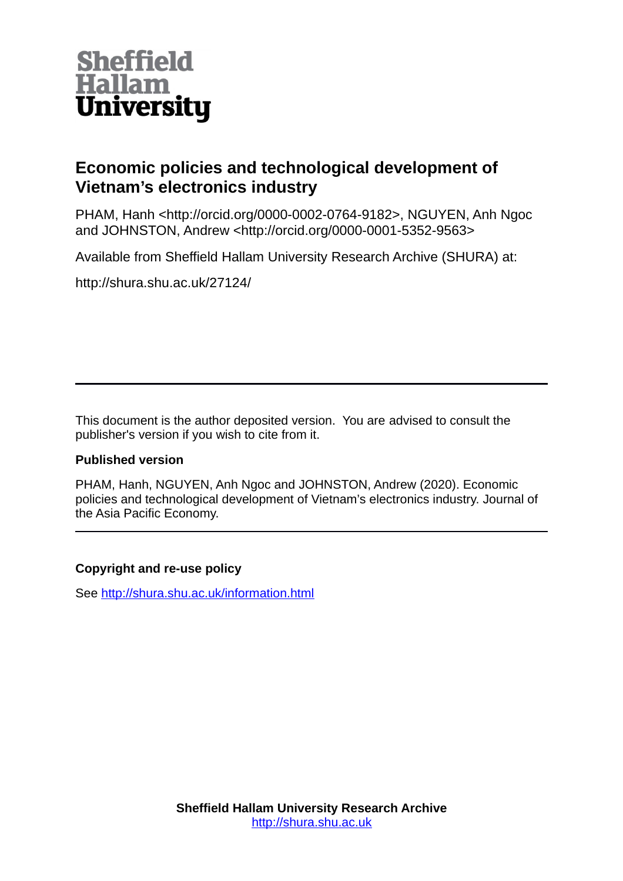Sheffield Hallam University

# Economic policies and technological development of Vietnam's electronics industry

PHAM, Hanh <http://orcid.org/0000-0002-0764-9182>, NGUYEN, Anh Ngoc and JOHNSTON, Andrew <http://orcid.org/0000-0001-5352-9563>

Available from Sheffield Hallam University Research Archive (SHURA) at:

http://shura.shu.ac.uk/27124/

---

This document is the author deposited version. You are advised to consult the publisher's version if you wish to cite from it.

**Published version**

PHAM, Hanh, NGUYEN, Anh Ngoc and JOHNSTON, Andrew (2020). Economic policies and technological development of Vietnam's electronics industry. Journal of the Asia Pacific Economy.

---

**Copyright and re-use policy**

See http://shura.shu.ac.uk/information.html

**Sheffield Hallam University Research Archive**
http://shura.shu.ac.uk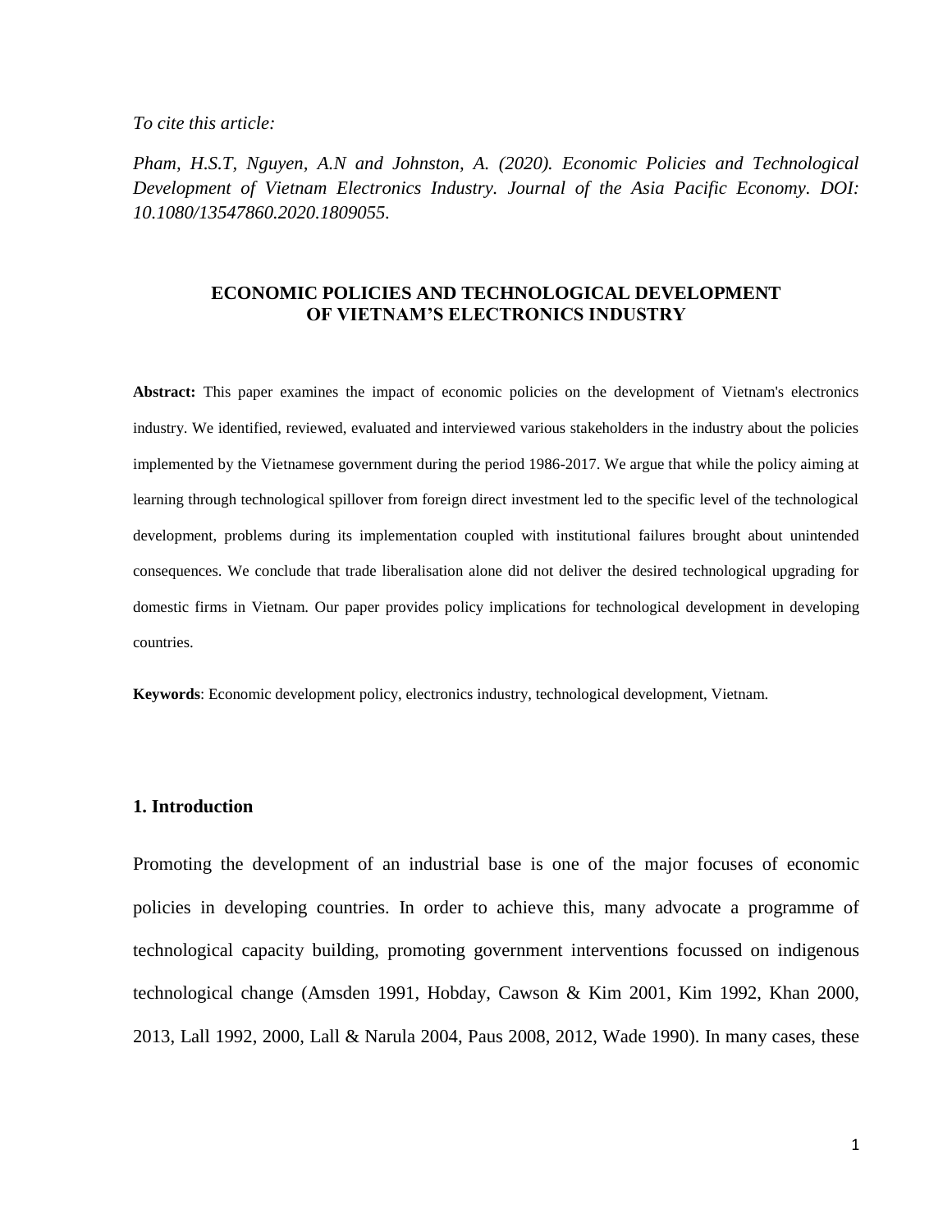*To cite this article:*

*Pham, H.S.T, Nguyen, A.N and Johnston, A. (2020). Economic Policies and Technological Development of Vietnam Electronics Industry. Journal of the Asia Pacific Economy. DOI: 10.1080/13547860.2020.1809055.*

# ECONOMIC POLICIES AND TECHNOLOGICAL DEVELOPMENT OF VIETNAM'S ELECTRONICS INDUSTRY

**Abstract:** This paper examines the impact of economic policies on the development of Vietnam's electronics industry. We identified, reviewed, evaluated and interviewed various stakeholders in the industry about the policies implemented by the Vietnamese government during the period 1986-2017. We argue that while the policy aiming at learning through technological spillover from foreign direct investment led to the specific level of the technological development, problems during its implementation coupled with institutional failures brought about unintended consequences. We conclude that trade liberalisation alone did not deliver the desired technological upgrading for domestic firms in Vietnam. Our paper provides policy implications for technological development in developing countries.

**Keywords**: Economic development policy, electronics industry, technological development, Vietnam.

## 1. Introduction

Promoting the development of an industrial base is one of the major focuses of economic policies in developing countries. In order to achieve this, many advocate a programme of technological capacity building, promoting government interventions focussed on indigenous technological change (Amsden 1991, Hobday, Cawson & Kim 2001, Kim 1992, Khan 2000, 2013, Lall 1992, 2000, Lall & Narula 2004, Paus 2008, 2012, Wade 1990). In many cases, these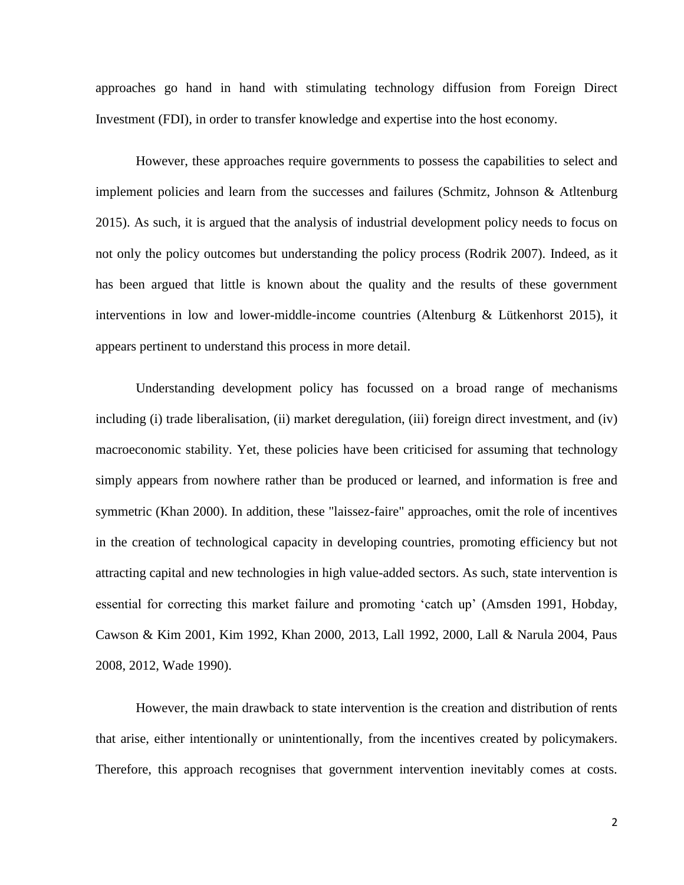approaches go hand in hand with stimulating technology diffusion from Foreign Direct Investment (FDI), in order to transfer knowledge and expertise into the host economy.

However, these approaches require governments to possess the capabilities to select and implement policies and learn from the successes and failures (Schmitz, Johnson & Atltenburg 2015). As such, it is argued that the analysis of industrial development policy needs to focus on not only the policy outcomes but understanding the policy process (Rodrik 2007). Indeed, as it has been argued that little is known about the quality and the results of these government interventions in low and lower-middle-income countries (Altenburg & Lütkenhorst 2015), it appears pertinent to understand this process in more detail.

Understanding development policy has focussed on a broad range of mechanisms including (i) trade liberalisation, (ii) market deregulation, (iii) foreign direct investment, and (iv) macroeconomic stability. Yet, these policies have been criticised for assuming that technology simply appears from nowhere rather than be produced or learned, and information is free and symmetric (Khan 2000). In addition, these "laissez-faire" approaches, omit the role of incentives in the creation of technological capacity in developing countries, promoting efficiency but not attracting capital and new technologies in high value-added sectors. As such, state intervention is essential for correcting this market failure and promoting 'catch up' (Amsden 1991, Hobday, Cawson & Kim 2001, Kim 1992, Khan 2000, 2013, Lall 1992, 2000, Lall & Narula 2004, Paus 2008, 2012, Wade 1990).

However, the main drawback to state intervention is the creation and distribution of rents that arise, either intentionally or unintentionally, from the incentives created by policymakers. Therefore, this approach recognises that government intervention inevitably comes at costs.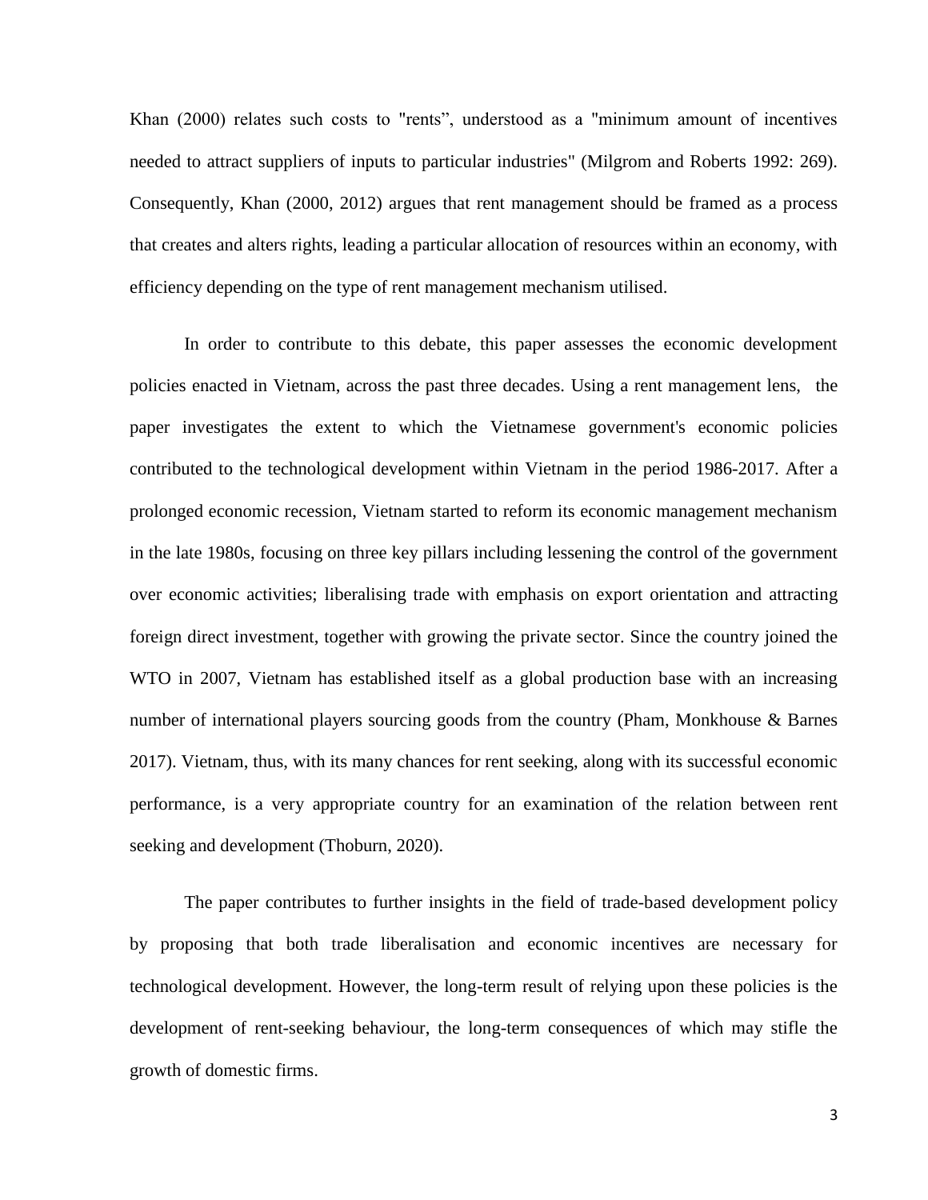Khan (2000) relates such costs to "rents", understood as a "minimum amount of incentives needed to attract suppliers of inputs to particular industries" (Milgrom and Roberts 1992: 269). Consequently, Khan (2000, 2012) argues that rent management should be framed as a process that creates and alters rights, leading a particular allocation of resources within an economy, with efficiency depending on the type of rent management mechanism utilised.

In order to contribute to this debate, this paper assesses the economic development policies enacted in Vietnam, across the past three decades. Using a rent management lens, the paper investigates the extent to which the Vietnamese government's economic policies contributed to the technological development within Vietnam in the period 1986-2017. After a prolonged economic recession, Vietnam started to reform its economic management mechanism in the late 1980s, focusing on three key pillars including lessening the control of the government over economic activities; liberalising trade with emphasis on export orientation and attracting foreign direct investment, together with growing the private sector. Since the country joined the WTO in 2007, Vietnam has established itself as a global production base with an increasing number of international players sourcing goods from the country (Pham, Monkhouse & Barnes 2017). Vietnam, thus, with its many chances for rent seeking, along with its successful economic performance, is a very appropriate country for an examination of the relation between rent seeking and development (Thoburn, 2020).

The paper contributes to further insights in the field of trade-based development policy by proposing that both trade liberalisation and economic incentives are necessary for technological development. However, the long-term result of relying upon these policies is the development of rent-seeking behaviour, the long-term consequences of which may stifle the growth of domestic firms.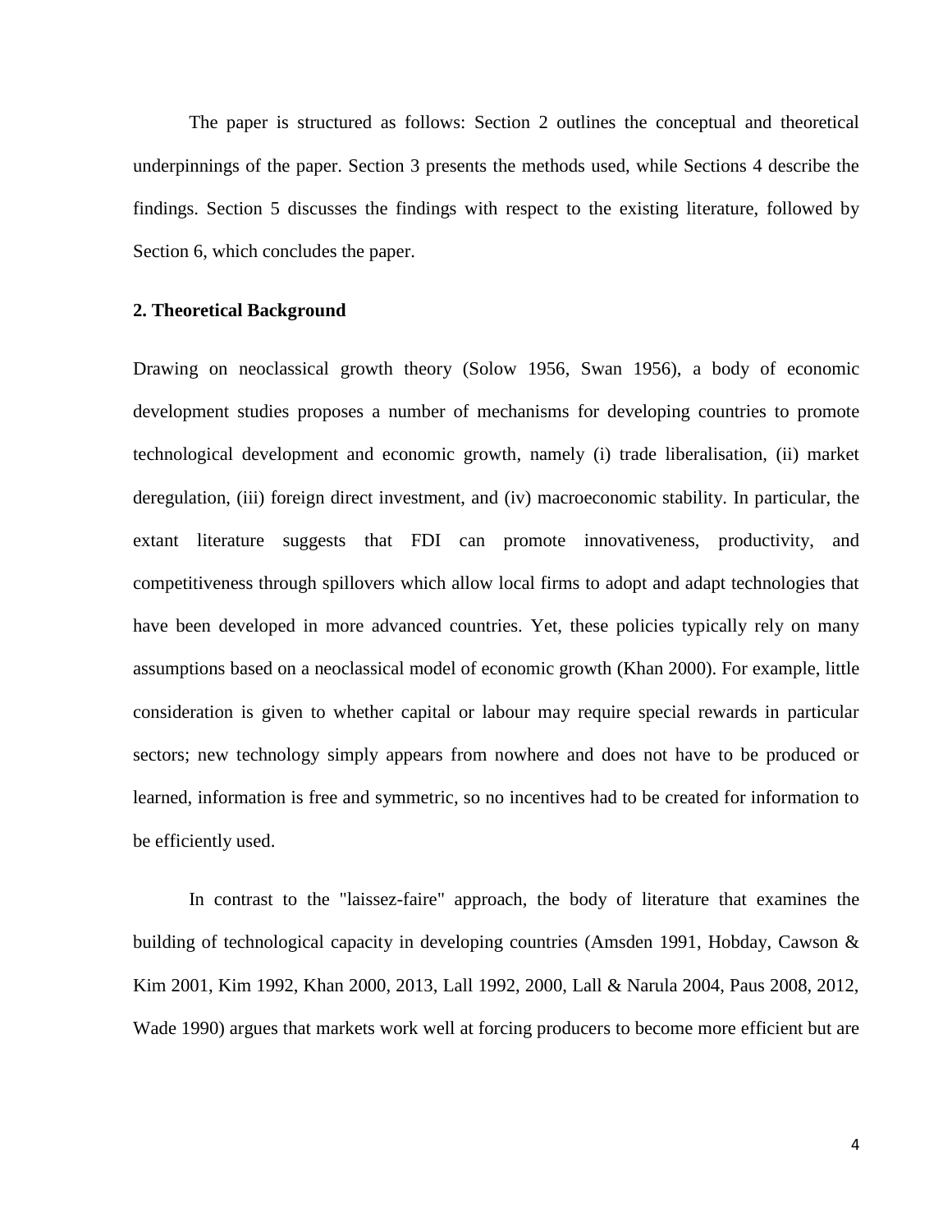The paper is structured as follows: Section 2 outlines the conceptual and theoretical underpinnings of the paper. Section 3 presents the methods used, while Sections 4 describe the findings. Section 5 discusses the findings with respect to the existing literature, followed by Section 6, which concludes the paper.

## 2. Theoretical Background

Drawing on neoclassical growth theory (Solow 1956, Swan 1956), a body of economic development studies proposes a number of mechanisms for developing countries to promote technological development and economic growth, namely (i) trade liberalisation, (ii) market deregulation, (iii) foreign direct investment, and (iv) macroeconomic stability. In particular, the extant literature suggests that FDI can promote innovativeness, productivity, and competitiveness through spillovers which allow local firms to adopt and adapt technologies that have been developed in more advanced countries. Yet, these policies typically rely on many assumptions based on a neoclassical model of economic growth (Khan 2000). For example, little consideration is given to whether capital or labour may require special rewards in particular sectors; new technology simply appears from nowhere and does not have to be produced or learned, information is free and symmetric, so no incentives had to be created for information to be efficiently used.

In contrast to the "laissez-faire" approach, the body of literature that examines the building of technological capacity in developing countries (Amsden 1991, Hobday, Cawson & Kim 2001, Kim 1992, Khan 2000, 2013, Lall 1992, 2000, Lall & Narula 2004, Paus 2008, 2012, Wade 1990) argues that markets work well at forcing producers to become more efficient but are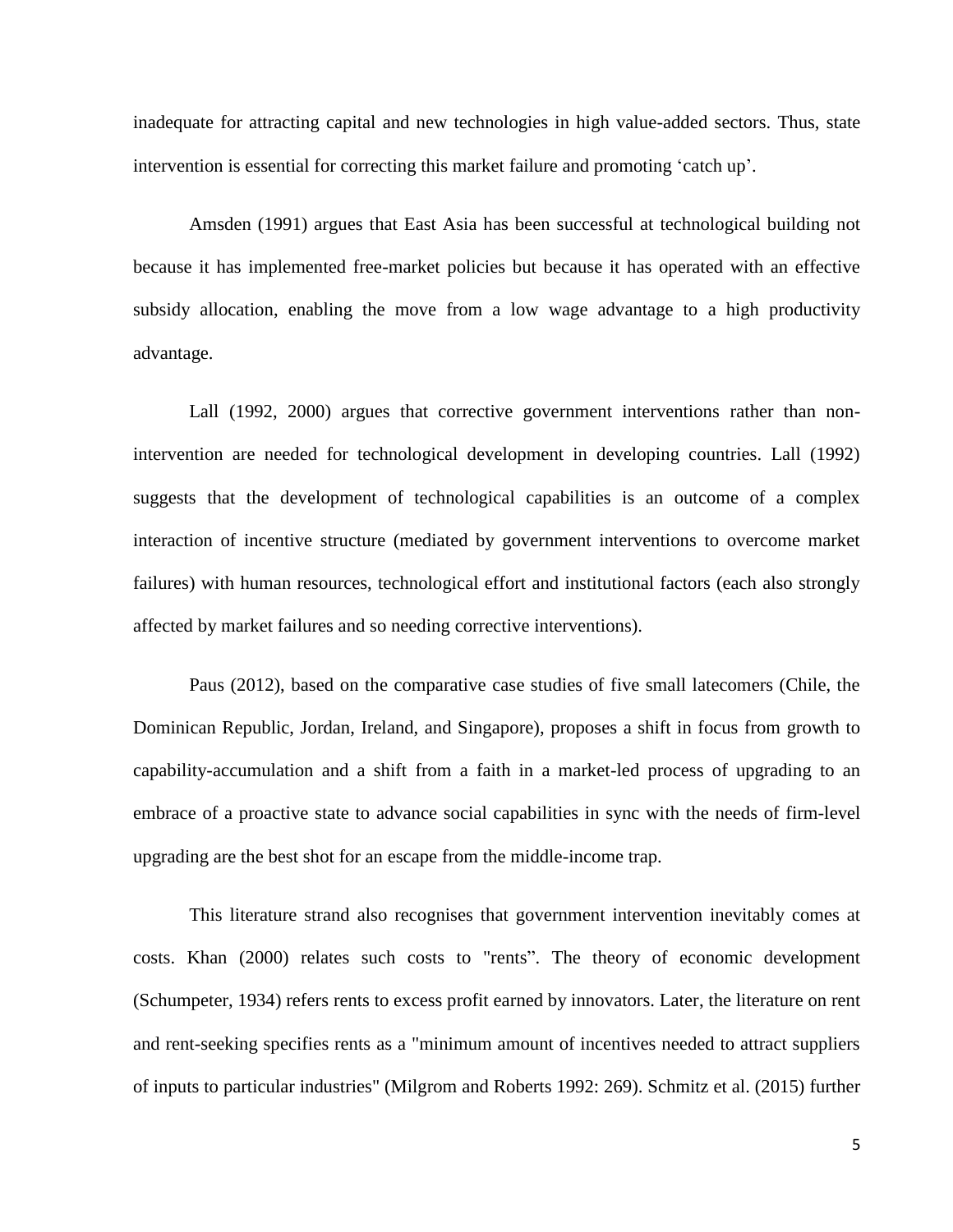inadequate for attracting capital and new technologies in high value-added sectors. Thus, state intervention is essential for correcting this market failure and promoting 'catch up'.

Amsden (1991) argues that East Asia has been successful at technological building not because it has implemented free-market policies but because it has operated with an effective subsidy allocation, enabling the move from a low wage advantage to a high productivity advantage.

Lall (1992, 2000) argues that corrective government interventions rather than non-intervention are needed for technological development in developing countries. Lall (1992) suggests that the development of technological capabilities is an outcome of a complex interaction of incentive structure (mediated by government interventions to overcome market failures) with human resources, technological effort and institutional factors (each also strongly affected by market failures and so needing corrective interventions).

Paus (2012), based on the comparative case studies of five small latecomers (Chile, the Dominican Republic, Jordan, Ireland, and Singapore), proposes a shift in focus from growth to capability-accumulation and a shift from a faith in a market-led process of upgrading to an embrace of a proactive state to advance social capabilities in sync with the needs of firm-level upgrading are the best shot for an escape from the middle-income trap.

This literature strand also recognises that government intervention inevitably comes at costs. Khan (2000) relates such costs to "rents". The theory of economic development (Schumpeter, 1934) refers rents to excess profit earned by innovators. Later, the literature on rent and rent-seeking specifies rents as a "minimum amount of incentives needed to attract suppliers of inputs to particular industries" (Milgrom and Roberts 1992: 269). Schmitz et al. (2015) further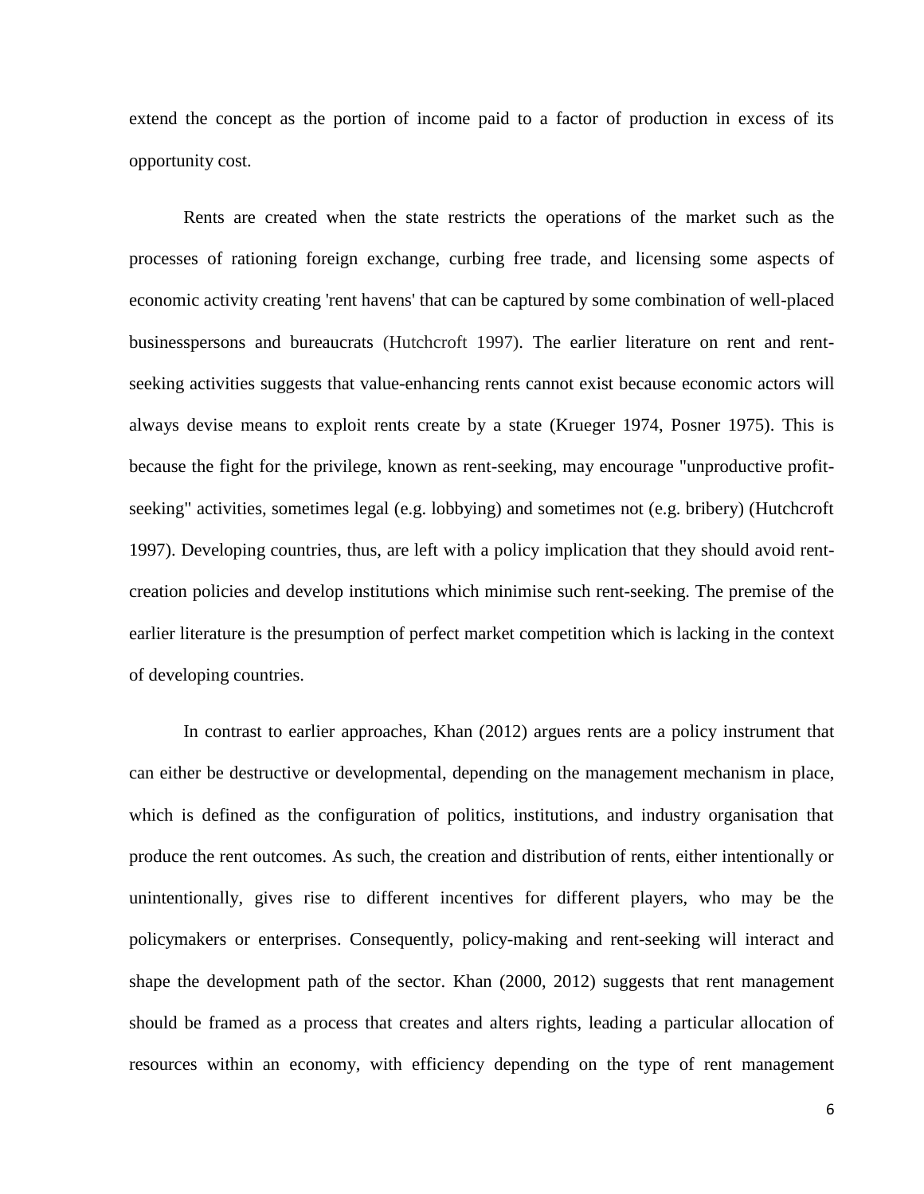extend the concept as the portion of income paid to a factor of production in excess of its opportunity cost.

Rents are created when the state restricts the operations of the market such as the processes of rationing foreign exchange, curbing free trade, and licensing some aspects of economic activity creating 'rent havens' that can be captured by some combination of well-placed businesspersons and bureaucrats (Hutchcroft 1997). The earlier literature on rent and rent-seeking activities suggests that value-enhancing rents cannot exist because economic actors will always devise means to exploit rents create by a state (Krueger 1974, Posner 1975). This is because the fight for the privilege, known as rent-seeking, may encourage "unproductive profit-seeking" activities, sometimes legal (e.g. lobbying) and sometimes not (e.g. bribery) (Hutchcroft 1997). Developing countries, thus, are left with a policy implication that they should avoid rent-creation policies and develop institutions which minimise such rent-seeking. The premise of the earlier literature is the presumption of perfect market competition which is lacking in the context of developing countries.

In contrast to earlier approaches, Khan (2012) argues rents are a policy instrument that can either be destructive or developmental, depending on the management mechanism in place, which is defined as the configuration of politics, institutions, and industry organisation that produce the rent outcomes. As such, the creation and distribution of rents, either intentionally or unintentionally, gives rise to different incentives for different players, who may be the policymakers or enterprises. Consequently, policy-making and rent-seeking will interact and shape the development path of the sector. Khan (2000, 2012) suggests that rent management should be framed as a process that creates and alters rights, leading a particular allocation of resources within an economy, with efficiency depending on the type of rent management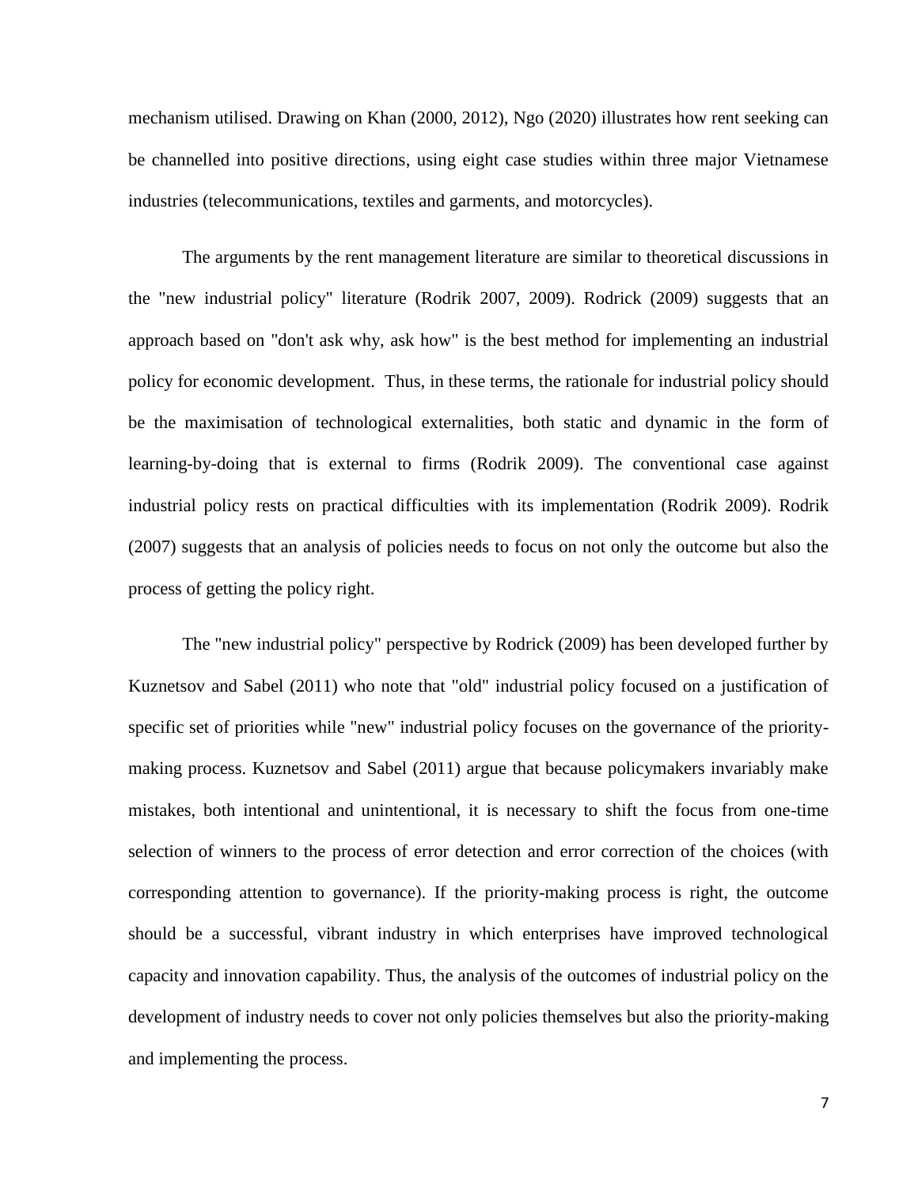mechanism utilised. Drawing on Khan (2000, 2012), Ngo (2020) illustrates how rent seeking can be channelled into positive directions, using eight case studies within three major Vietnamese industries (telecommunications, textiles and garments, and motorcycles).

The arguments by the rent management literature are similar to theoretical discussions in the "new industrial policy" literature (Rodrik 2007, 2009). Rodrick (2009) suggests that an approach based on "don't ask why, ask how" is the best method for implementing an industrial policy for economic development. Thus, in these terms, the rationale for industrial policy should be the maximisation of technological externalities, both static and dynamic in the form of learning-by-doing that is external to firms (Rodrik 2009). The conventional case against industrial policy rests on practical difficulties with its implementation (Rodrik 2009). Rodrik (2007) suggests that an analysis of policies needs to focus on not only the outcome but also the process of getting the policy right.

The "new industrial policy" perspective by Rodrick (2009) has been developed further by Kuznetsov and Sabel (2011) who note that "old" industrial policy focused on a justification of specific set of priorities while "new" industrial policy focuses on the governance of the priority-making process. Kuznetsov and Sabel (2011) argue that because policymakers invariably make mistakes, both intentional and unintentional, it is necessary to shift the focus from one-time selection of winners to the process of error detection and error correction of the choices (with corresponding attention to governance). If the priority-making process is right, the outcome should be a successful, vibrant industry in which enterprises have improved technological capacity and innovation capability. Thus, the analysis of the outcomes of industrial policy on the development of industry needs to cover not only policies themselves but also the priority-making and implementing the process.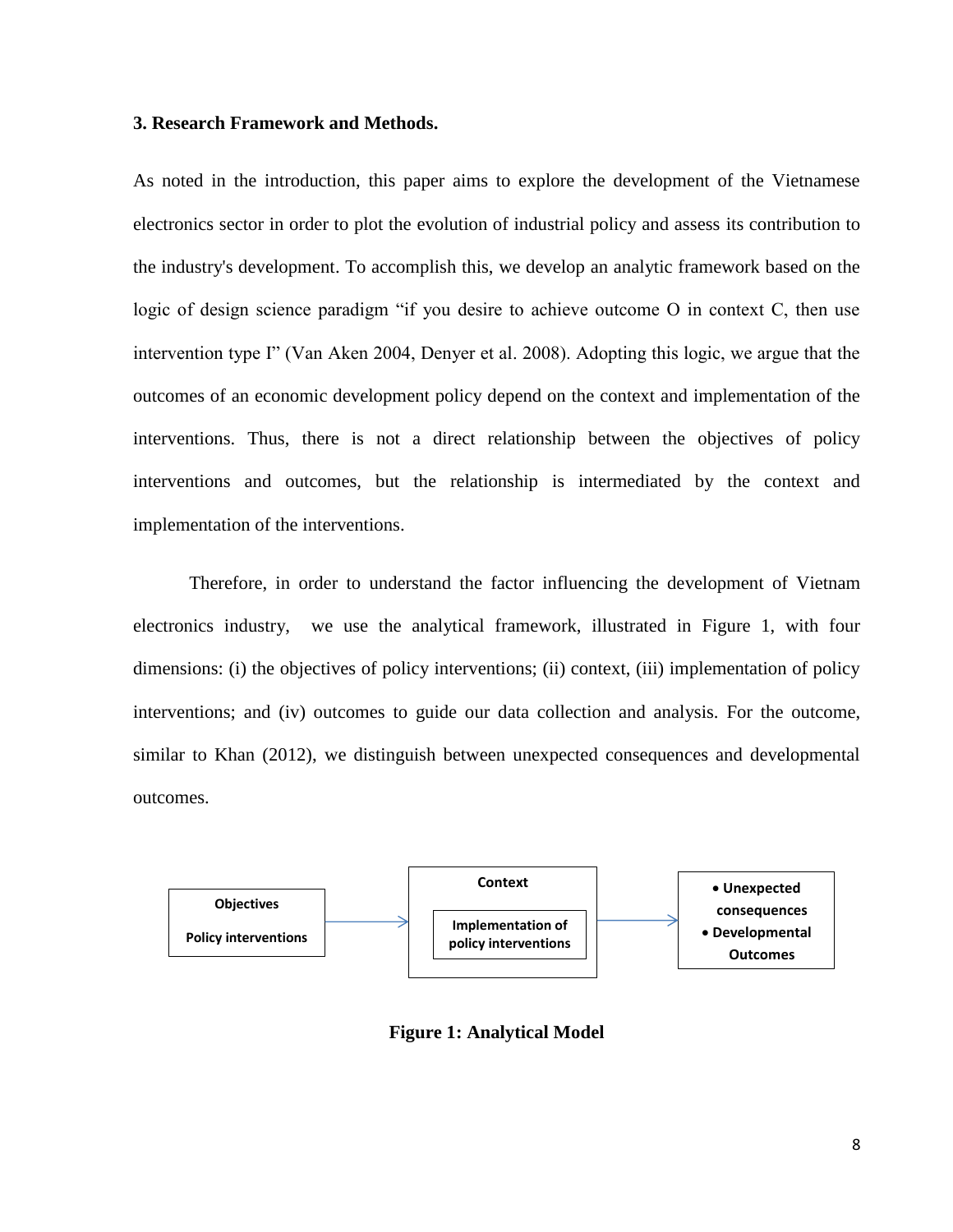### 3. Research Framework and Methods.

As noted in the introduction, this paper aims to explore the development of the Vietnamese electronics sector in order to plot the evolution of industrial policy and assess its contribution to the industry's development. To accomplish this, we develop an analytic framework based on the logic of design science paradigm "if you desire to achieve outcome O in context C, then use intervention type I" (Van Aken 2004, Denyer et al. 2008). Adopting this logic, we argue that the outcomes of an economic development policy depend on the context and implementation of the interventions. Thus, there is not a direct relationship between the objectives of policy interventions and outcomes, but the relationship is intermediated by the context and implementation of the interventions.

Therefore, in order to understand the factor influencing the development of Vietnam electronics industry, we use the analytical framework, illustrated in Figure 1, with four dimensions: (i) the objectives of policy interventions; (ii) context, (iii) implementation of policy interventions; and (iv) outcomes to guide our data collection and analysis. For the outcome, similar to Khan (2012), we distinguish between unexpected consequences and developmental outcomes.

**Objectives**

**Policy interventions**

→

**Context**

**Implementation of policy interventions**

→

- **Unexpected consequences**
- **Developmental Outcomes**

**Figure 1: Analytical Model**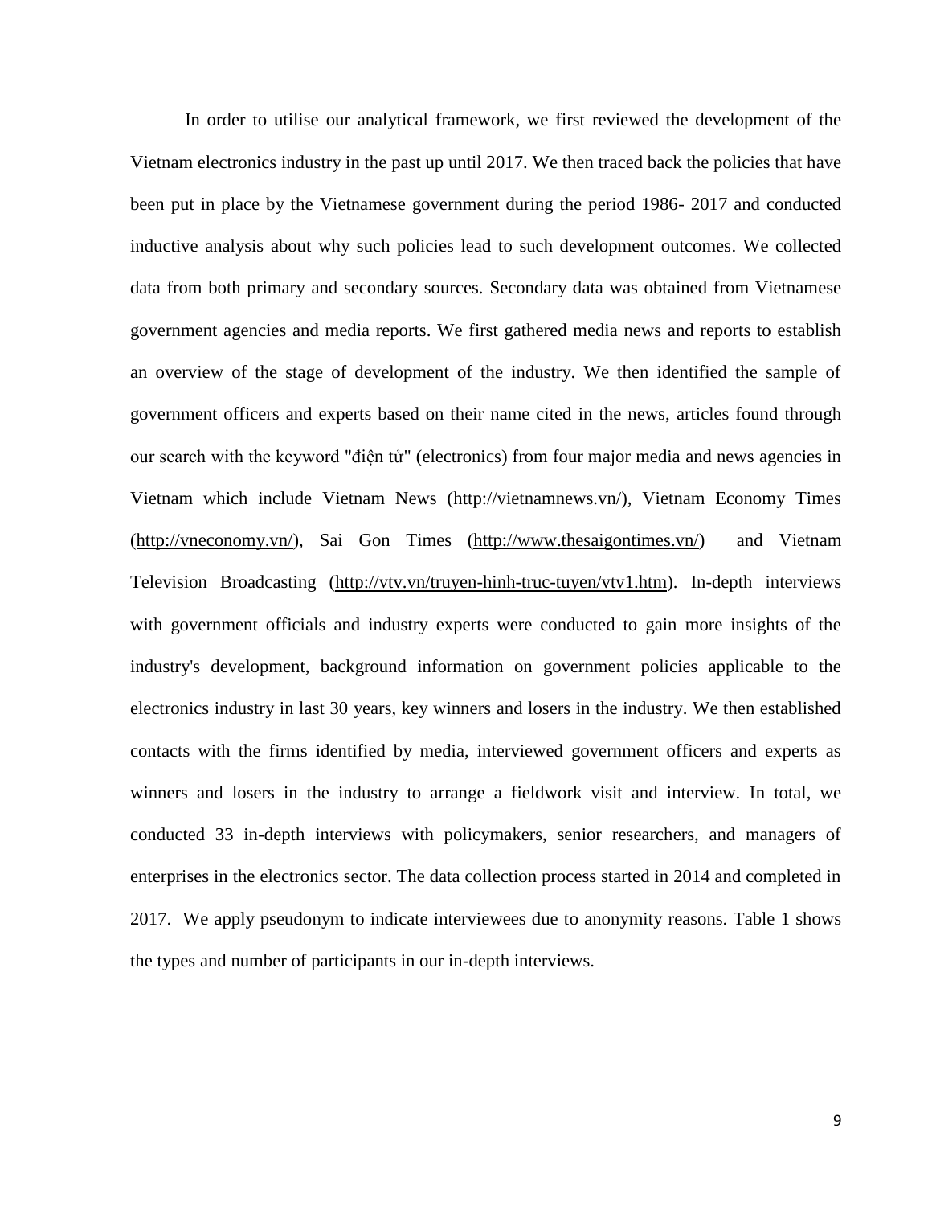In order to utilise our analytical framework, we first reviewed the development of the Vietnam electronics industry in the past up until 2017. We then traced back the policies that have been put in place by the Vietnamese government during the period 1986- 2017 and conducted inductive analysis about why such policies lead to such development outcomes. We collected data from both primary and secondary sources. Secondary data was obtained from Vietnamese government agencies and media reports. We first gathered media news and reports to establish an overview of the stage of development of the industry. We then identified the sample of government officers and experts based on their name cited in the news, articles found through our search with the keyword "điện tử" (electronics) from four major media and news agencies in Vietnam which include Vietnam News (http://vietnamnews.vn/), Vietnam Economy Times (http://vneconomy.vn/), Sai Gon Times (http://www.thesaigontimes.vn/) and Vietnam Television Broadcasting (http://vtv.vn/truyen-hinh-truc-tuyen/vtv1.htm). In-depth interviews with government officials and industry experts were conducted to gain more insights of the industry's development, background information on government policies applicable to the electronics industry in last 30 years, key winners and losers in the industry. We then established contacts with the firms identified by media, interviewed government officers and experts as winners and losers in the industry to arrange a fieldwork visit and interview. In total, we conducted 33 in-depth interviews with policymakers, senior researchers, and managers of enterprises in the electronics sector. The data collection process started in 2014 and completed in 2017. We apply pseudonym to indicate interviewees due to anonymity reasons. Table 1 shows the types and number of participants in our in-depth interviews.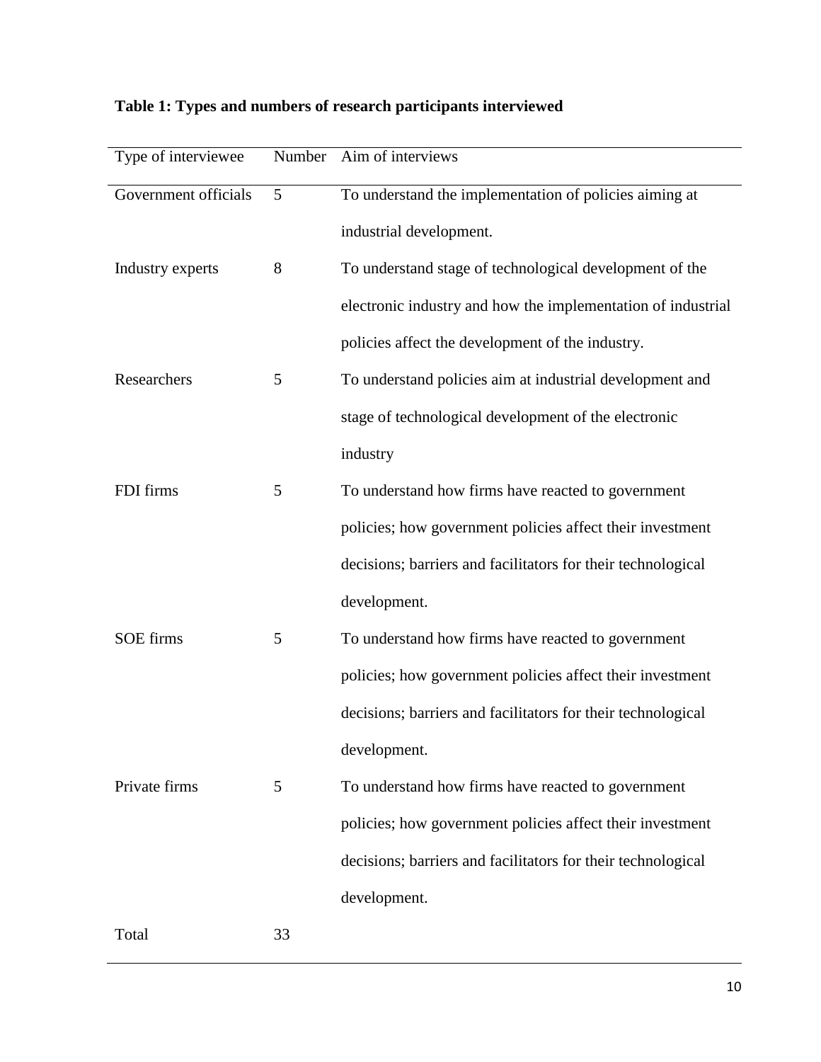**Table 1: Types and numbers of research participants interviewed**

| Type of interviewee | Number | Aim of interviews |
|---|---|---|
| Government officials | 5 | To understand the implementation of policies aiming at industrial development. |
| Industry experts | 8 | To understand stage of technological development of the electronic industry and how the implementation of industrial policies affect the development of the industry. |
| Researchers | 5 | To understand policies aim at industrial development and stage of technological development of the electronic industry |
| FDI firms | 5 | To understand how firms have reacted to government policies; how government policies affect their investment decisions; barriers and facilitators for their technological development. |
| SOE firms | 5 | To understand how firms have reacted to government policies; how government policies affect their investment decisions; barriers and facilitators for their technological development. |
| Private firms | 5 | To understand how firms have reacted to government policies; how government policies affect their investment decisions; barriers and facilitators for their technological development. |
| Total | 33 | |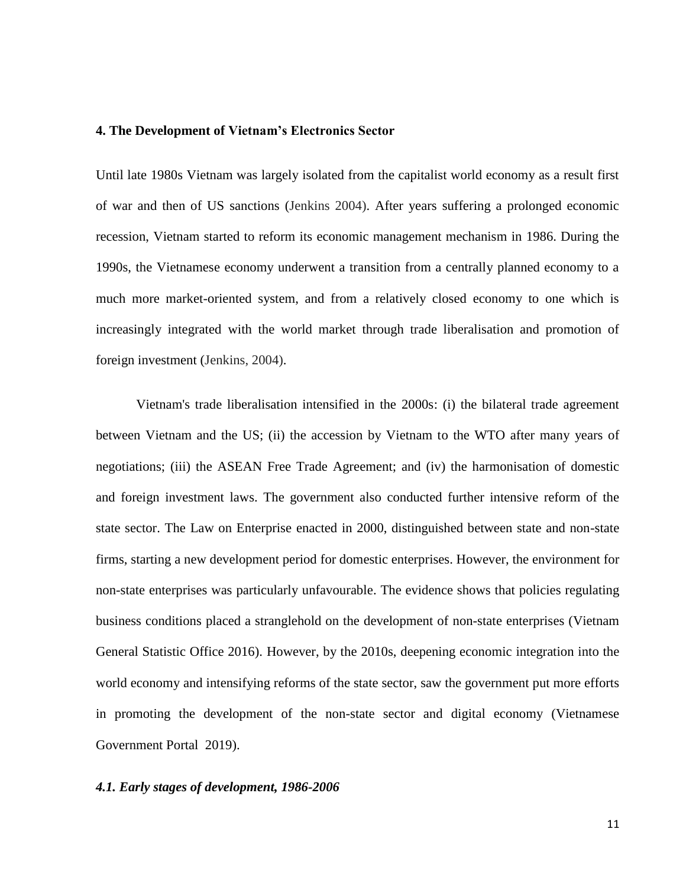## 4. The Development of Vietnam's Electronics Sector

Until late 1980s Vietnam was largely isolated from the capitalist world economy as a result first of war and then of US sanctions (Jenkins 2004). After years suffering a prolonged economic recession, Vietnam started to reform its economic management mechanism in 1986. During the 1990s, the Vietnamese economy underwent a transition from a centrally planned economy to a much more market-oriented system, and from a relatively closed economy to one which is increasingly integrated with the world market through trade liberalisation and promotion of foreign investment (Jenkins, 2004).

Vietnam's trade liberalisation intensified in the 2000s: (i) the bilateral trade agreement between Vietnam and the US; (ii) the accession by Vietnam to the WTO after many years of negotiations; (iii) the ASEAN Free Trade Agreement; and (iv) the harmonisation of domestic and foreign investment laws. The government also conducted further intensive reform of the state sector. The Law on Enterprise enacted in 2000, distinguished between state and non-state firms, starting a new development period for domestic enterprises. However, the environment for non-state enterprises was particularly unfavourable. The evidence shows that policies regulating business conditions placed a stranglehold on the development of non-state enterprises (Vietnam General Statistic Office 2016). However, by the 2010s, deepening economic integration into the world economy and intensifying reforms of the state sector, saw the government put more efforts in promoting the development of the non-state sector and digital economy (Vietnamese Government Portal 2019).

### *4.1. Early stages of development, 1986-2006*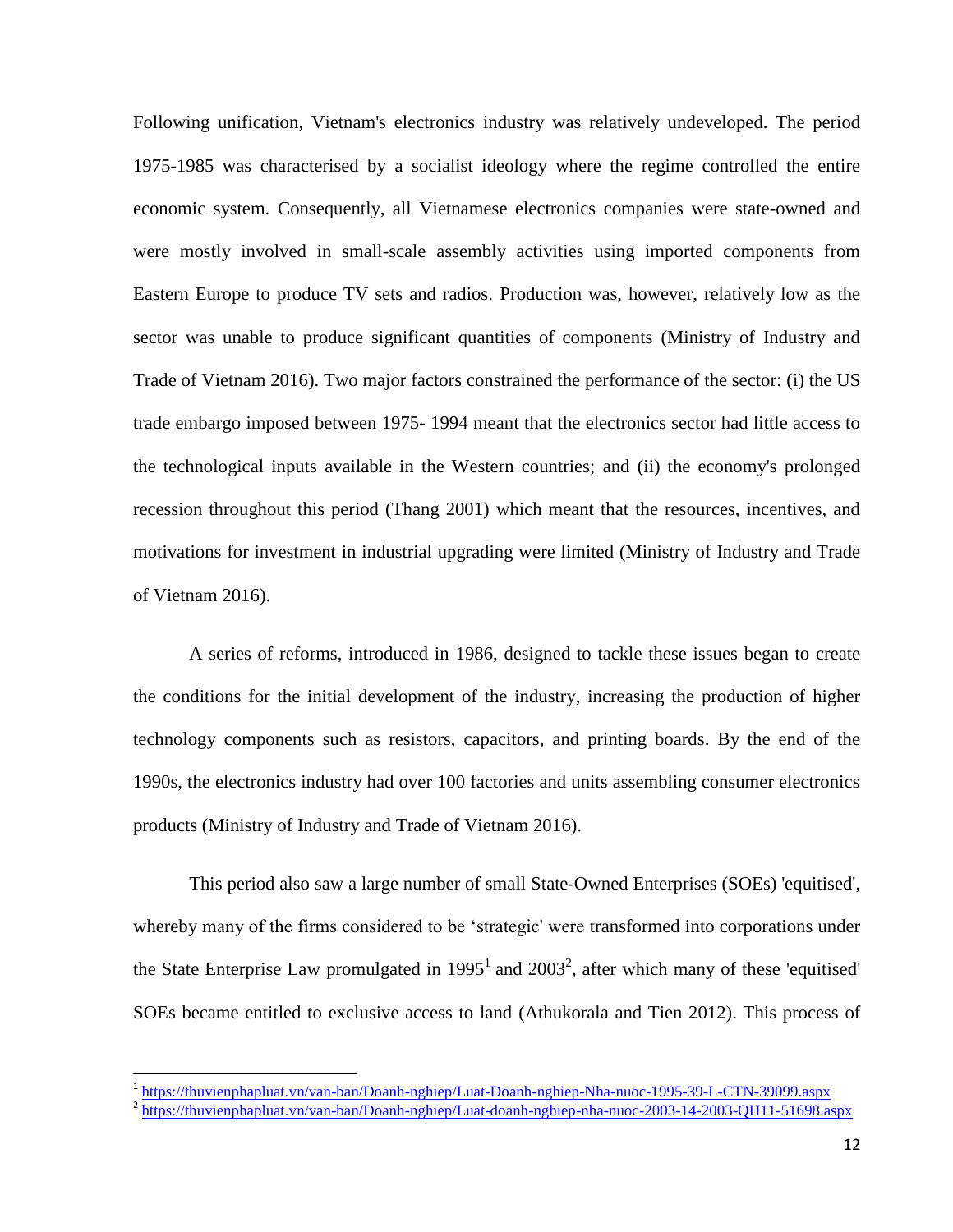Following unification, Vietnam's electronics industry was relatively undeveloped. The period 1975-1985 was characterised by a socialist ideology where the regime controlled the entire economic system. Consequently, all Vietnamese electronics companies were state-owned and were mostly involved in small-scale assembly activities using imported components from Eastern Europe to produce TV sets and radios. Production was, however, relatively low as the sector was unable to produce significant quantities of components (Ministry of Industry and Trade of Vietnam 2016). Two major factors constrained the performance of the sector: (i) the US trade embargo imposed between 1975- 1994 meant that the electronics sector had little access to the technological inputs available in the Western countries; and (ii) the economy's prolonged recession throughout this period (Thang 2001) which meant that the resources, incentives, and motivations for investment in industrial upgrading were limited (Ministry of Industry and Trade of Vietnam 2016).

A series of reforms, introduced in 1986, designed to tackle these issues began to create the conditions for the initial development of the industry, increasing the production of higher technology components such as resistors, capacitors, and printing boards. By the end of the 1990s, the electronics industry had over 100 factories and units assembling consumer electronics products (Ministry of Industry and Trade of Vietnam 2016).

This period also saw a large number of small State-Owned Enterprises (SOEs) 'equitised', whereby many of the firms considered to be 'strategic' were transformed into corporations under the State Enterprise Law promulgated in 1995[1] and 2003[2], after which many of these 'equitised' SOEs became entitled to exclusive access to land (Athukorala and Tien 2012). This process of

---

[1] https://thuvienphapluat.vn/van-ban/Doanh-nghiep/Luat-Doanh-nghiep-Nha-nuoc-1995-39-L-CTN-39099.aspx

[2] https://thuvienphapluat.vn/van-ban/Doanh-nghiep/Luat-doanh-nghiep-nha-nuoc-2003-14-2003-QH11-51698.aspx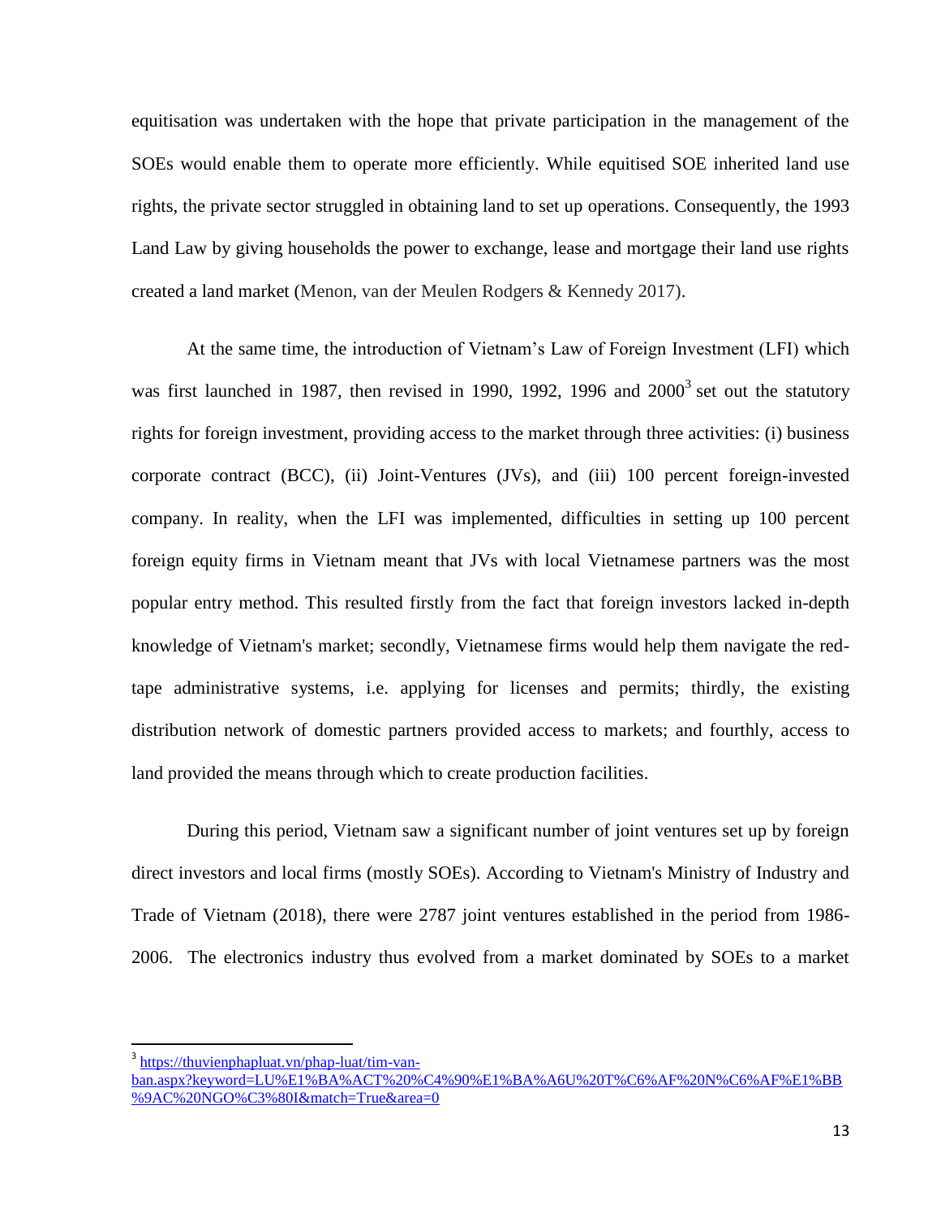equitisation was undertaken with the hope that private participation in the management of the SOEs would enable them to operate more efficiently. While equitised SOE inherited land use rights, the private sector struggled in obtaining land to set up operations. Consequently, the 1993 Land Law by giving households the power to exchange, lease and mortgage their land use rights created a land market (Menon, van der Meulen Rodgers & Kennedy 2017).

At the same time, the introduction of Vietnam's Law of Foreign Investment (LFI) which was first launched in 1987, then revised in 1990, 1992, 1996 and 2000[3] set out the statutory rights for foreign investment, providing access to the market through three activities: (i) business corporate contract (BCC), (ii) Joint-Ventures (JVs), and (iii) 100 percent foreign-invested company. In reality, when the LFI was implemented, difficulties in setting up 100 percent foreign equity firms in Vietnam meant that JVs with local Vietnamese partners was the most popular entry method. This resulted firstly from the fact that foreign investors lacked in-depth knowledge of Vietnam's market; secondly, Vietnamese firms would help them navigate the red-tape administrative systems, i.e. applying for licenses and permits; thirdly, the existing distribution network of domestic partners provided access to markets; and fourthly, access to land provided the means through which to create production facilities.

During this period, Vietnam saw a significant number of joint ventures set up by foreign direct investors and local firms (mostly SOEs). According to Vietnam's Ministry of Industry and Trade of Vietnam (2018), there were 2787 joint ventures established in the period from 1986-2006. The electronics industry thus evolved from a market dominated by SOEs to a market

[3] https://thuvienphapluat.vn/phap-luat/tim-van-ban.aspx?keyword=LU%E1%BA%ACT%20%C4%90%E1%BA%A6U%20T%C6%AF%20N%C6%AF%E1%BB%9AC%20NGO%C3%80I&match=True&area=0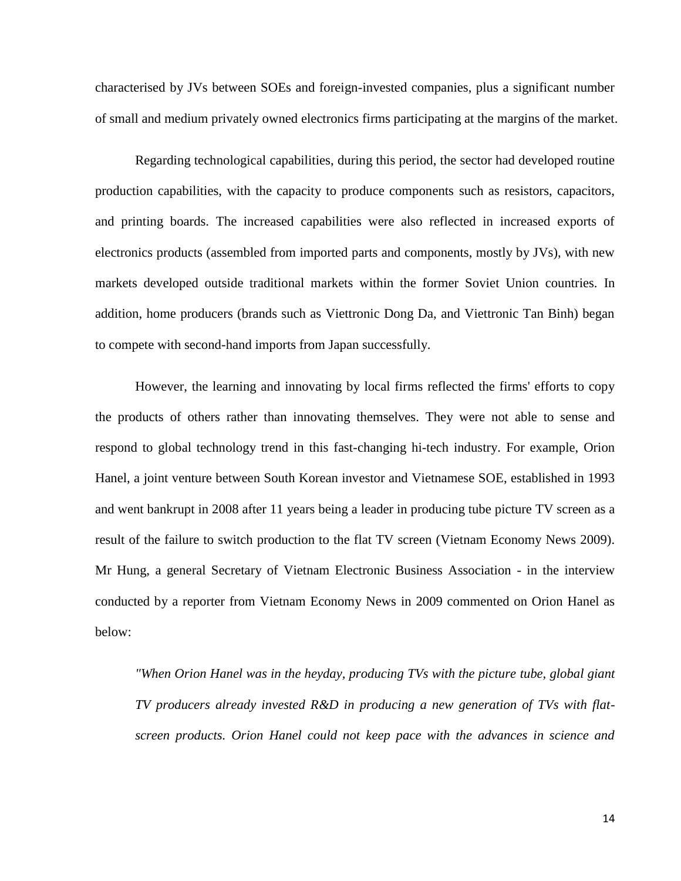characterised by JVs between SOEs and foreign-invested companies, plus a significant number of small and medium privately owned electronics firms participating at the margins of the market.

Regarding technological capabilities, during this period, the sector had developed routine production capabilities, with the capacity to produce components such as resistors, capacitors, and printing boards. The increased capabilities were also reflected in increased exports of electronics products (assembled from imported parts and components, mostly by JVs), with new markets developed outside traditional markets within the former Soviet Union countries. In addition, home producers (brands such as Viettronic Dong Da, and Viettronic Tan Binh) began to compete with second-hand imports from Japan successfully.

However, the learning and innovating by local firms reflected the firms' efforts to copy the products of others rather than innovating themselves. They were not able to sense and respond to global technology trend in this fast-changing hi-tech industry. For example, Orion Hanel, a joint venture between South Korean investor and Vietnamese SOE, established in 1993 and went bankrupt in 2008 after 11 years being a leader in producing tube picture TV screen as a result of the failure to switch production to the flat TV screen (Vietnam Economy News 2009). Mr Hung, a general Secretary of Vietnam Electronic Business Association - in the interview conducted by a reporter from Vietnam Economy News in 2009 commented on Orion Hanel as below:

> *"When Orion Hanel was in the heyday, producing TVs with the picture tube, global giant TV producers already invested R&D in producing a new generation of TVs with flat-screen products. Orion Hanel could not keep pace with the advances in science and*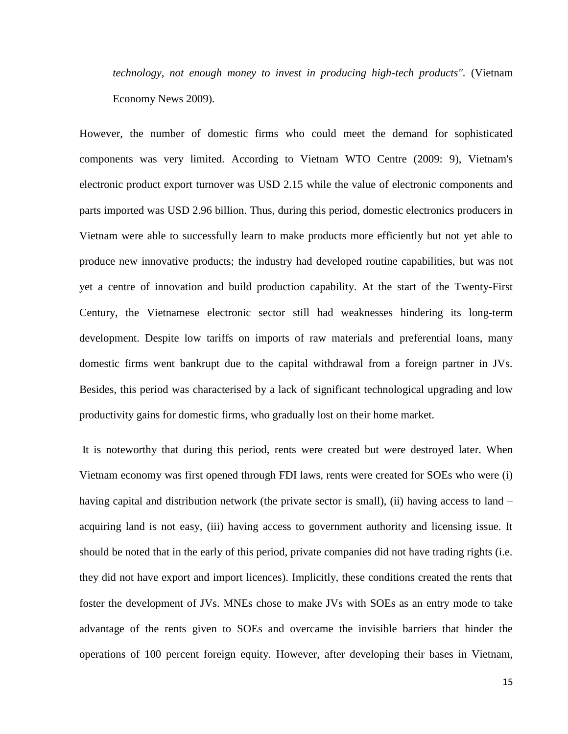*technology, not enough money to invest in producing high-tech products"*. (Vietnam Economy News 2009).

However, the number of domestic firms who could meet the demand for sophisticated components was very limited. According to Vietnam WTO Centre (2009: 9), Vietnam's electronic product export turnover was USD 2.15 while the value of electronic components and parts imported was USD 2.96 billion. Thus, during this period, domestic electronics producers in Vietnam were able to successfully learn to make products more efficiently but not yet able to produce new innovative products; the industry had developed routine capabilities, but was not yet a centre of innovation and build production capability. At the start of the Twenty-First Century, the Vietnamese electronic sector still had weaknesses hindering its long-term development. Despite low tariffs on imports of raw materials and preferential loans, many domestic firms went bankrupt due to the capital withdrawal from a foreign partner in JVs. Besides, this period was characterised by a lack of significant technological upgrading and low productivity gains for domestic firms, who gradually lost on their home market.

It is noteworthy that during this period, rents were created but were destroyed later. When Vietnam economy was first opened through FDI laws, rents were created for SOEs who were (i) having capital and distribution network (the private sector is small), (ii) having access to land – acquiring land is not easy, (iii) having access to government authority and licensing issue. It should be noted that in the early of this period, private companies did not have trading rights (i.e. they did not have export and import licences). Implicitly, these conditions created the rents that foster the development of JVs. MNEs chose to make JVs with SOEs as an entry mode to take advantage of the rents given to SOEs and overcame the invisible barriers that hinder the operations of 100 percent foreign equity. However, after developing their bases in Vietnam,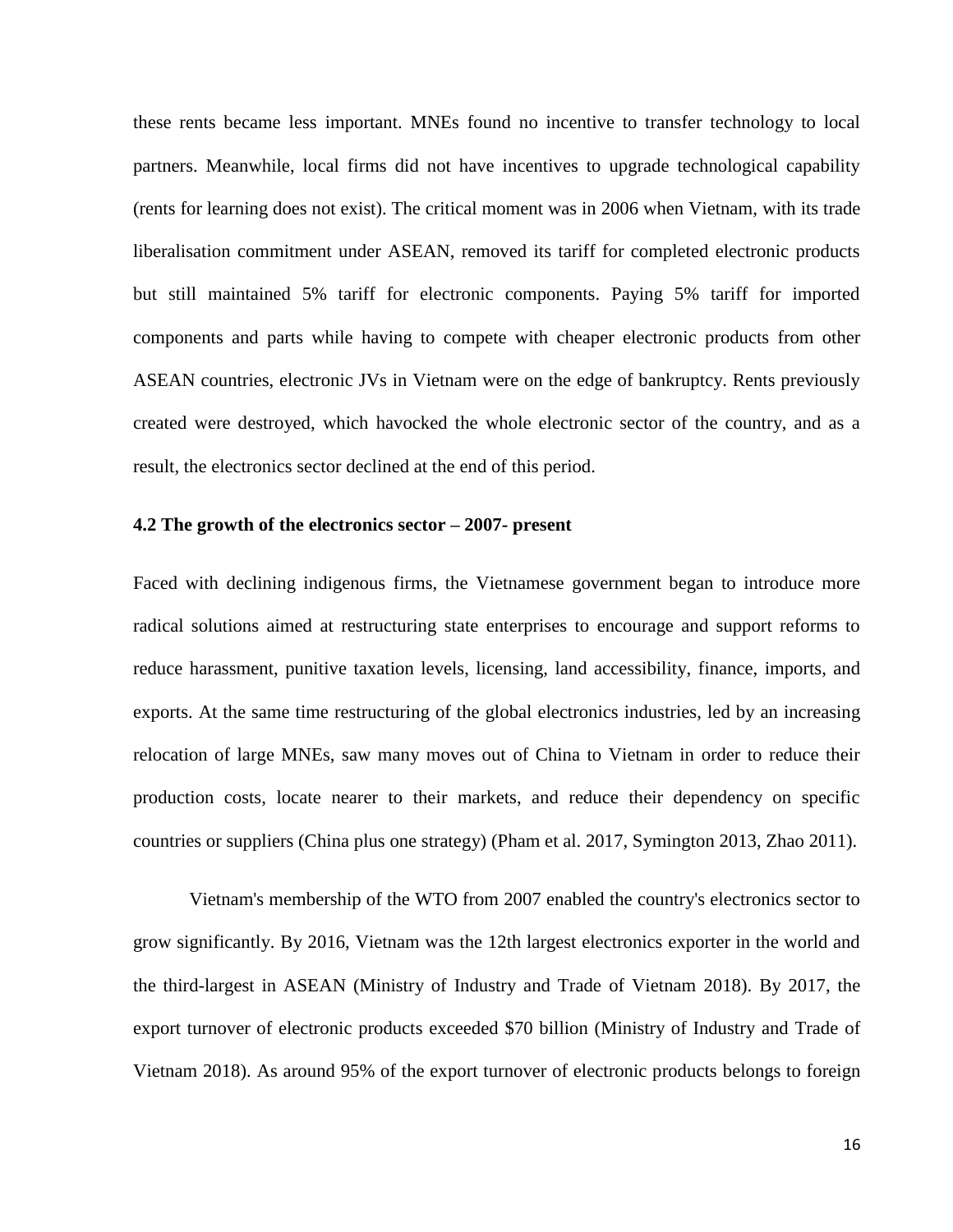these rents became less important. MNEs found no incentive to transfer technology to local partners. Meanwhile, local firms did not have incentives to upgrade technological capability (rents for learning does not exist). The critical moment was in 2006 when Vietnam, with its trade liberalisation commitment under ASEAN, removed its tariff for completed electronic products but still maintained 5% tariff for electronic components. Paying 5% tariff for imported components and parts while having to compete with cheaper electronic products from other ASEAN countries, electronic JVs in Vietnam were on the edge of bankruptcy. Rents previously created were destroyed, which havocked the whole electronic sector of the country, and as a result, the electronics sector declined at the end of this period.

### 4.2 The growth of the electronics sector – 2007- present

Faced with declining indigenous firms, the Vietnamese government began to introduce more radical solutions aimed at restructuring state enterprises to encourage and support reforms to reduce harassment, punitive taxation levels, licensing, land accessibility, finance, imports, and exports. At the same time restructuring of the global electronics industries, led by an increasing relocation of large MNEs, saw many moves out of China to Vietnam in order to reduce their production costs, locate nearer to their markets, and reduce their dependency on specific countries or suppliers (China plus one strategy) (Pham et al. 2017, Symington 2013, Zhao 2011).

Vietnam's membership of the WTO from 2007 enabled the country's electronics sector to grow significantly. By 2016, Vietnam was the 12th largest electronics exporter in the world and the third-largest in ASEAN (Ministry of Industry and Trade of Vietnam 2018). By 2017, the export turnover of electronic products exceeded $70 billion (Ministry of Industry and Trade of Vietnam 2018). As around 95% of the export turnover of electronic products belongs to foreign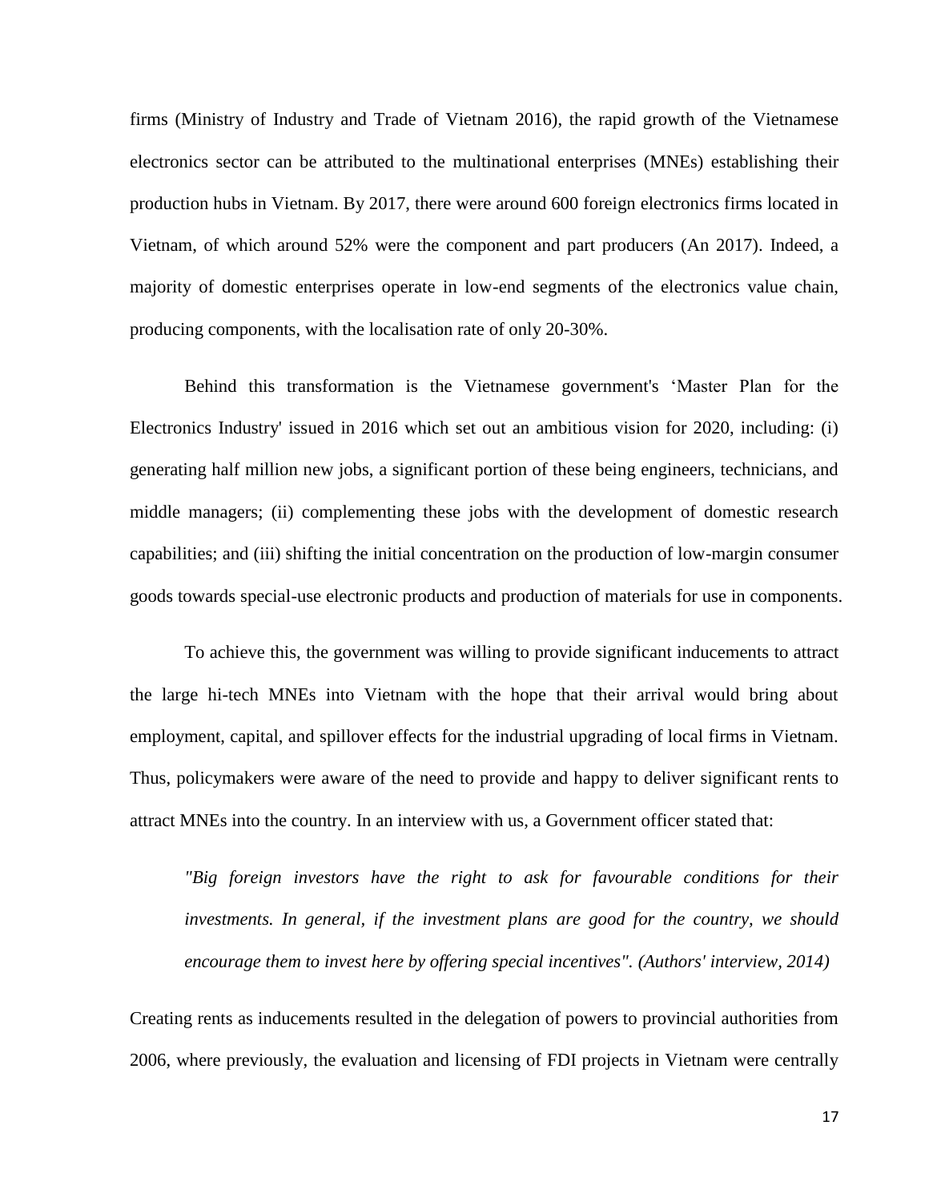firms (Ministry of Industry and Trade of Vietnam 2016), the rapid growth of the Vietnamese electronics sector can be attributed to the multinational enterprises (MNEs) establishing their production hubs in Vietnam. By 2017, there were around 600 foreign electronics firms located in Vietnam, of which around 52% were the component and part producers (An 2017). Indeed, a majority of domestic enterprises operate in low-end segments of the electronics value chain, producing components, with the localisation rate of only 20-30%.

Behind this transformation is the Vietnamese government's 'Master Plan for the Electronics Industry' issued in 2016 which set out an ambitious vision for 2020, including: (i) generating half million new jobs, a significant portion of these being engineers, technicians, and middle managers; (ii) complementing these jobs with the development of domestic research capabilities; and (iii) shifting the initial concentration on the production of low-margin consumer goods towards special-use electronic products and production of materials for use in components.

To achieve this, the government was willing to provide significant inducements to attract the large hi-tech MNEs into Vietnam with the hope that their arrival would bring about employment, capital, and spillover effects for the industrial upgrading of local firms in Vietnam. Thus, policymakers were aware of the need to provide and happy to deliver significant rents to attract MNEs into the country. In an interview with us, a Government officer stated that:

> *"Big foreign investors have the right to ask for favourable conditions for their investments. In general, if the investment plans are good for the country, we should encourage them to invest here by offering special incentives". (Authors' interview, 2014)*

Creating rents as inducements resulted in the delegation of powers to provincial authorities from 2006, where previously, the evaluation and licensing of FDI projects in Vietnam were centrally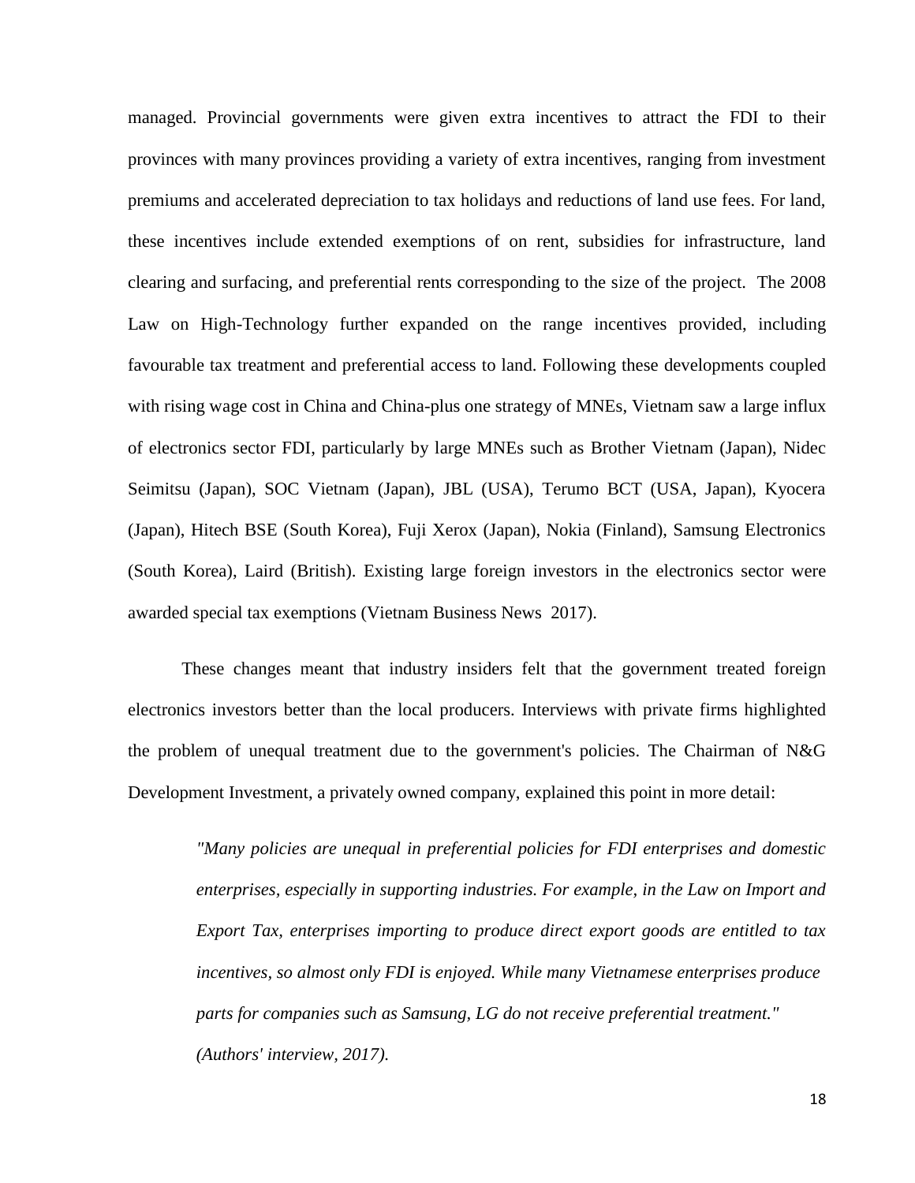managed. Provincial governments were given extra incentives to attract the FDI to their provinces with many provinces providing a variety of extra incentives, ranging from investment premiums and accelerated depreciation to tax holidays and reductions of land use fees. For land, these incentives include extended exemptions of on rent, subsidies for infrastructure, land clearing and surfacing, and preferential rents corresponding to the size of the project. The 2008 Law on High-Technology further expanded on the range incentives provided, including favourable tax treatment and preferential access to land. Following these developments coupled with rising wage cost in China and China-plus one strategy of MNEs, Vietnam saw a large influx of electronics sector FDI, particularly by large MNEs such as Brother Vietnam (Japan), Nidec Seimitsu (Japan), SOC Vietnam (Japan), JBL (USA), Terumo BCT (USA, Japan), Kyocera (Japan), Hitech BSE (South Korea), Fuji Xerox (Japan), Nokia (Finland), Samsung Electronics (South Korea), Laird (British). Existing large foreign investors in the electronics sector were awarded special tax exemptions (Vietnam Business News 2017).

These changes meant that industry insiders felt that the government treated foreign electronics investors better than the local producers. Interviews with private firms highlighted the problem of unequal treatment due to the government's policies. The Chairman of N&G Development Investment, a privately owned company, explained this point in more detail:

> *"Many policies are unequal in preferential policies for FDI enterprises and domestic enterprises, especially in supporting industries. For example, in the Law on Import and Export Tax, enterprises importing to produce direct export goods are entitled to tax incentives, so almost only FDI is enjoyed. While many Vietnamese enterprises produce parts for companies such as Samsung, LG do not receive preferential treatment." (Authors' interview, 2017).*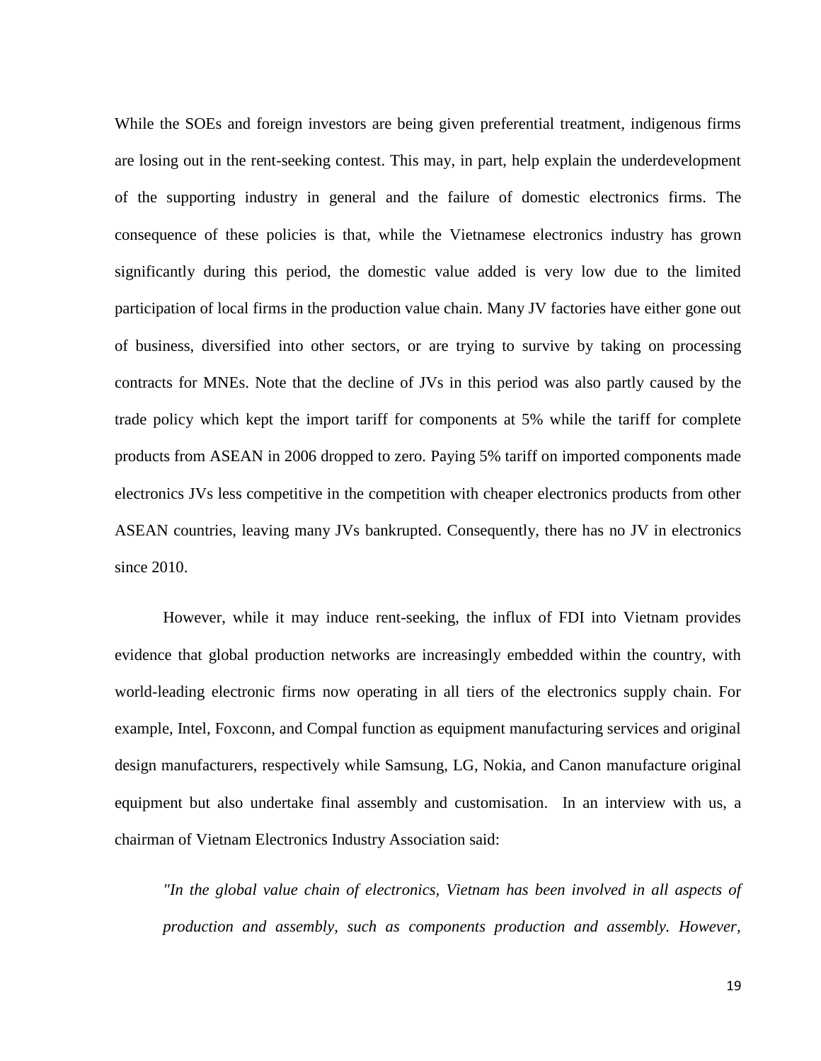While the SOEs and foreign investors are being given preferential treatment, indigenous firms are losing out in the rent-seeking contest. This may, in part, help explain the underdevelopment of the supporting industry in general and the failure of domestic electronics firms. The consequence of these policies is that, while the Vietnamese electronics industry has grown significantly during this period, the domestic value added is very low due to the limited participation of local firms in the production value chain. Many JV factories have either gone out of business, diversified into other sectors, or are trying to survive by taking on processing contracts for MNEs. Note that the decline of JVs in this period was also partly caused by the trade policy which kept the import tariff for components at 5% while the tariff for complete products from ASEAN in 2006 dropped to zero. Paying 5% tariff on imported components made electronics JVs less competitive in the competition with cheaper electronics products from other ASEAN countries, leaving many JVs bankrupted. Consequently, there has no JV in electronics since 2010.

However, while it may induce rent-seeking, the influx of FDI into Vietnam provides evidence that global production networks are increasingly embedded within the country, with world-leading electronic firms now operating in all tiers of the electronics supply chain. For example, Intel, Foxconn, and Compal function as equipment manufacturing services and original design manufacturers, respectively while Samsung, LG, Nokia, and Canon manufacture original equipment but also undertake final assembly and customisation. In an interview with us, a chairman of Vietnam Electronics Industry Association said:

> *"In the global value chain of electronics, Vietnam has been involved in all aspects of production and assembly, such as components production and assembly. However,*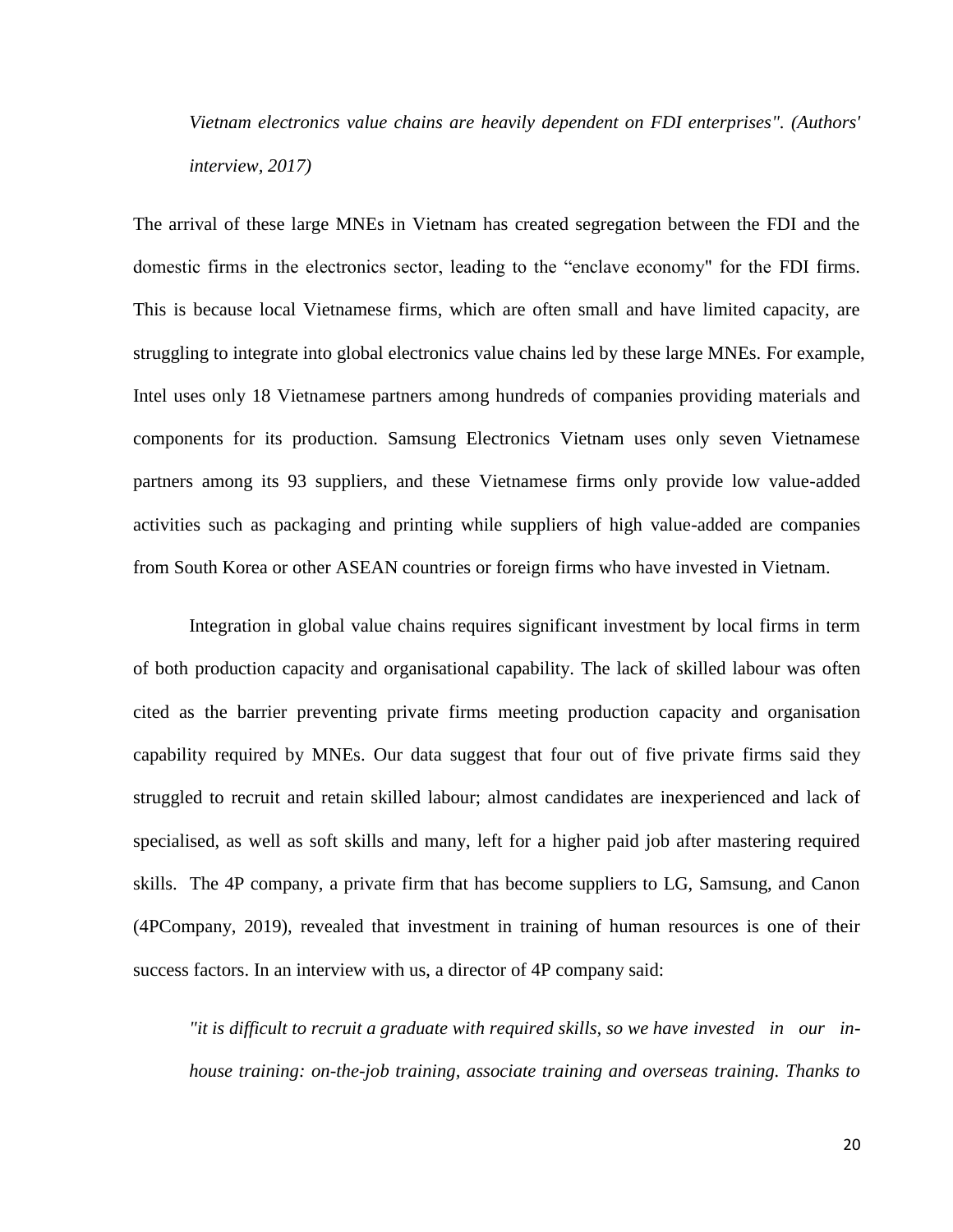*Vietnam electronics value chains are heavily dependent on FDI enterprises". (Authors' interview, 2017)*

The arrival of these large MNEs in Vietnam has created segregation between the FDI and the domestic firms in the electronics sector, leading to the "enclave economy" for the FDI firms. This is because local Vietnamese firms, which are often small and have limited capacity, are struggling to integrate into global electronics value chains led by these large MNEs. For example, Intel uses only 18 Vietnamese partners among hundreds of companies providing materials and components for its production. Samsung Electronics Vietnam uses only seven Vietnamese partners among its 93 suppliers, and these Vietnamese firms only provide low value-added activities such as packaging and printing while suppliers of high value-added are companies from South Korea or other ASEAN countries or foreign firms who have invested in Vietnam.

Integration in global value chains requires significant investment by local firms in term of both production capacity and organisational capability. The lack of skilled labour was often cited as the barrier preventing private firms meeting production capacity and organisation capability required by MNEs. Our data suggest that four out of five private firms said they struggled to recruit and retain skilled labour; almost candidates are inexperienced and lack of specialised, as well as soft skills and many, left for a higher paid job after mastering required skills. The 4P company, a private firm that has become suppliers to LG, Samsung, and Canon (4PCompany, 2019), revealed that investment in training of human resources is one of their success factors. In an interview with us, a director of 4P company said:

*"it is difficult to recruit a graduate with required skills, so we have invested in our in-house training: on-the-job training, associate training and overseas training. Thanks to*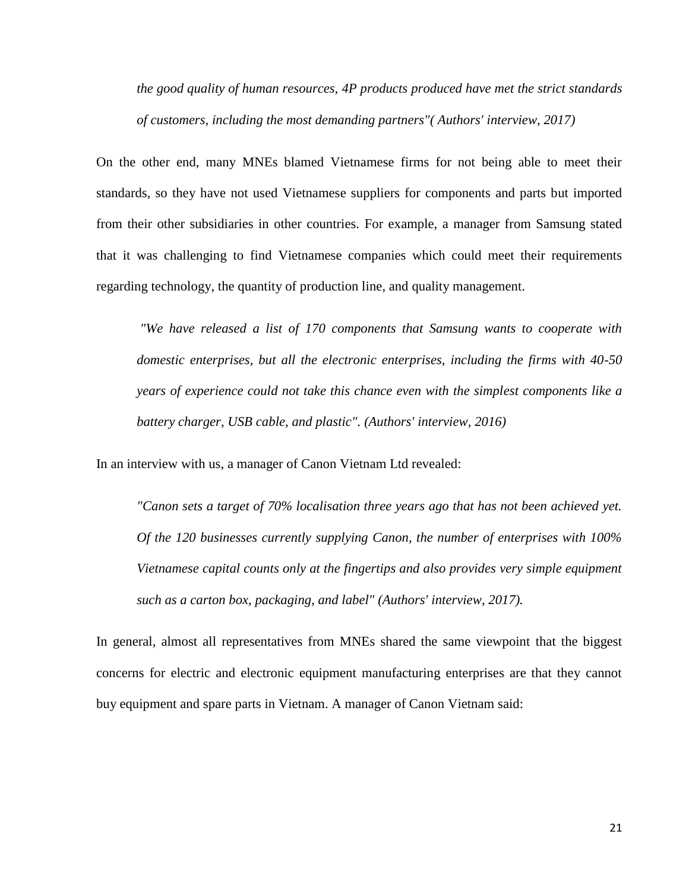*the good quality of human resources, 4P products produced have met the strict standards of customers, including the most demanding partners"( Authors' interview, 2017)*

On the other end, many MNEs blamed Vietnamese firms for not being able to meet their standards, so they have not used Vietnamese suppliers for components and parts but imported from their other subsidiaries in other countries. For example, a manager from Samsung stated that it was challenging to find Vietnamese companies which could meet their requirements regarding technology, the quantity of production line, and quality management.

> *"We have released a list of 170 components that Samsung wants to cooperate with domestic enterprises, but all the electronic enterprises, including the firms with 40-50 years of experience could not take this chance even with the simplest components like a battery charger, USB cable, and plastic". (Authors' interview, 2016)*

In an interview with us, a manager of Canon Vietnam Ltd revealed:

> *"Canon sets a target of 70% localisation three years ago that has not been achieved yet. Of the 120 businesses currently supplying Canon, the number of enterprises with 100% Vietnamese capital counts only at the fingertips and also provides very simple equipment such as a carton box, packaging, and label" (Authors' interview, 2017).*

In general, almost all representatives from MNEs shared the same viewpoint that the biggest concerns for electric and electronic equipment manufacturing enterprises are that they cannot buy equipment and spare parts in Vietnam. A manager of Canon Vietnam said: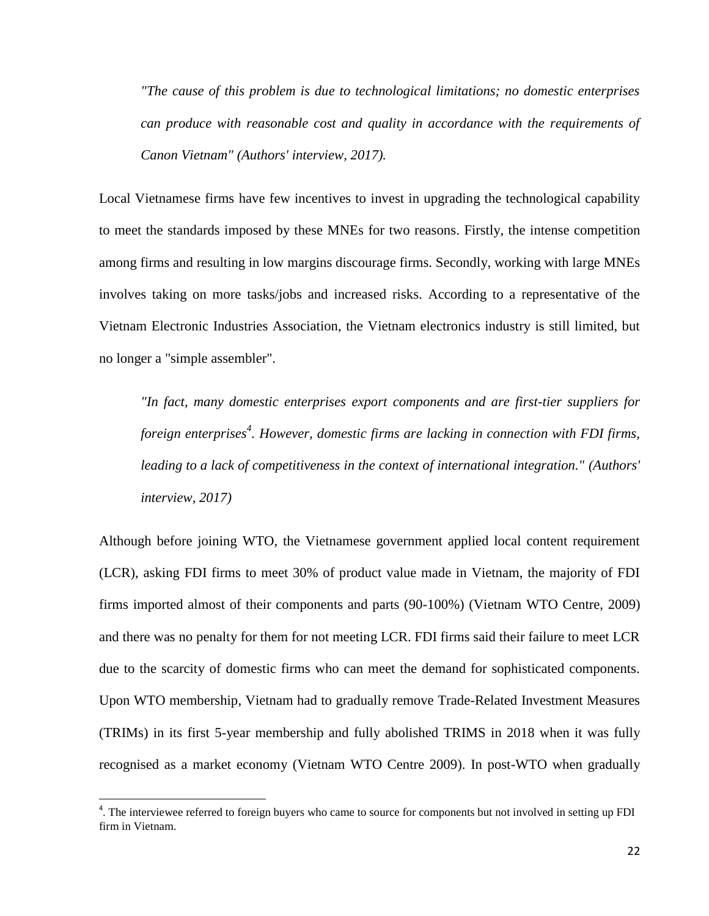*"The cause of this problem is due to technological limitations; no domestic enterprises can produce with reasonable cost and quality in accordance with the requirements of Canon Vietnam" (Authors' interview, 2017).*

Local Vietnamese firms have few incentives to invest in upgrading the technological capability to meet the standards imposed by these MNEs for two reasons. Firstly, the intense competition among firms and resulting in low margins discourage firms. Secondly, working with large MNEs involves taking on more tasks/jobs and increased risks. According to a representative of the Vietnam Electronic Industries Association, the Vietnam electronics industry is still limited, but no longer a "simple assembler".

*"In fact, many domestic enterprises export components and are first-tier suppliers for foreign enterprises[4]. However, domestic firms are lacking in connection with FDI firms, leading to a lack of competitiveness in the context of international integration." (Authors' interview, 2017)*

Although before joining WTO, the Vietnamese government applied local content requirement (LCR), asking FDI firms to meet 30% of product value made in Vietnam, the majority of FDI firms imported almost of their components and parts (90-100%) (Vietnam WTO Centre, 2009) and there was no penalty for them for not meeting LCR. FDI firms said their failure to meet LCR due to the scarcity of domestic firms who can meet the demand for sophisticated components. Upon WTO membership, Vietnam had to gradually remove Trade-Related Investment Measures (TRIMs) in its first 5-year membership and fully abolished TRIMS in 2018 when it was fully recognised as a market economy (Vietnam WTO Centre 2009). In post-WTO when gradually

[4]. The interviewee referred to foreign buyers who came to source for components but not involved in setting up FDI firm in Vietnam.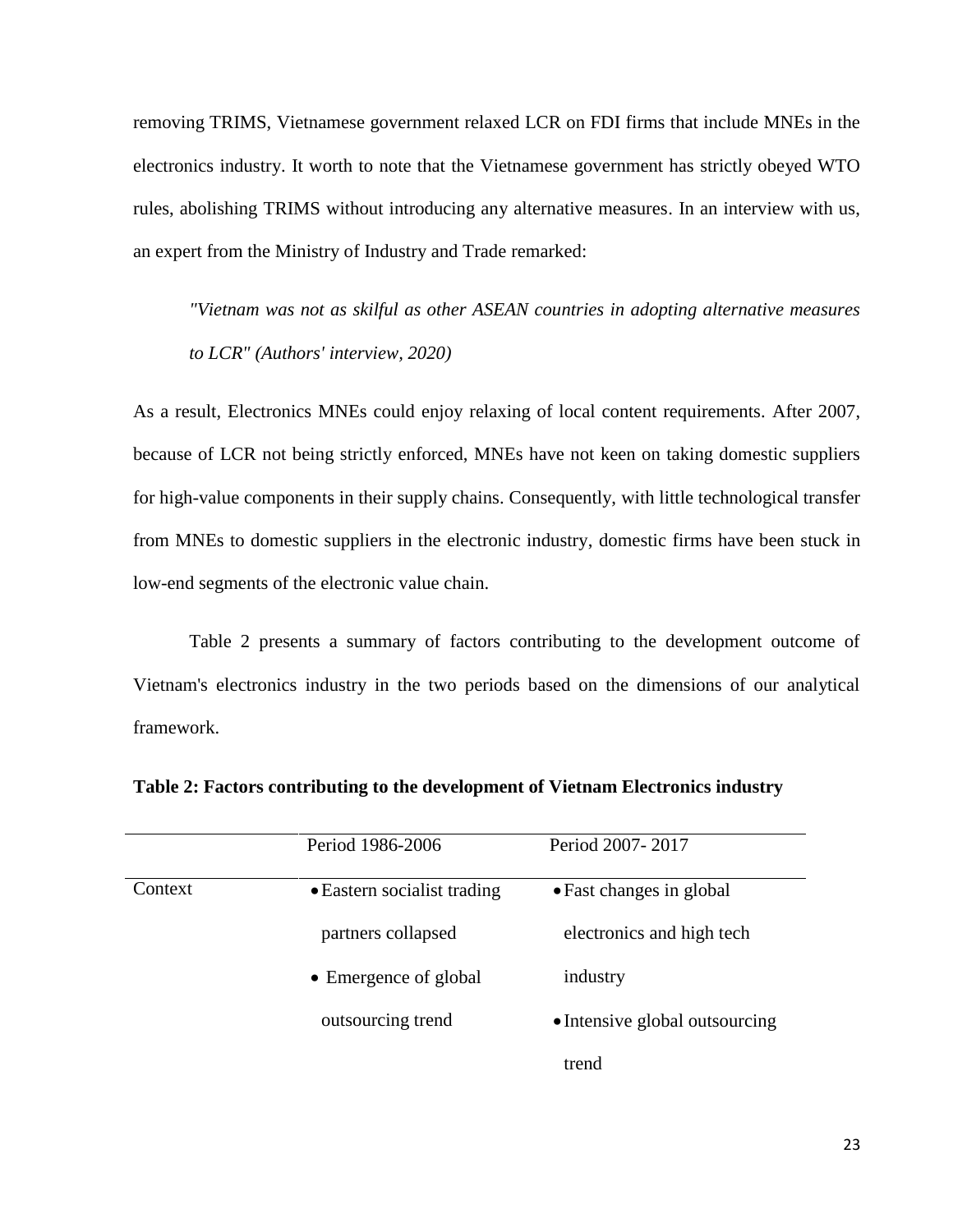removing TRIMS, Vietnamese government relaxed LCR on FDI firms that include MNEs in the electronics industry. It worth to note that the Vietnamese government has strictly obeyed WTO rules, abolishing TRIMS without introducing any alternative measures. In an interview with us, an expert from the Ministry of Industry and Trade remarked:

> *"Vietnam was not as skilful as other ASEAN countries in adopting alternative measures to LCR" (Authors' interview, 2020)*

As a result, Electronics MNEs could enjoy relaxing of local content requirements. After 2007, because of LCR not being strictly enforced, MNEs have not keen on taking domestic suppliers for high-value components in their supply chains. Consequently, with little technological transfer from MNEs to domestic suppliers in the electronic industry, domestic firms have been stuck in low-end segments of the electronic value chain.

Table 2 presents a summary of factors contributing to the development outcome of Vietnam's electronics industry in the two periods based on the dimensions of our analytical framework.

**Table 2: Factors contributing to the development of Vietnam Electronics industry**

| | Period 1986-2006 | Period 2007- 2017 |
|---|---|---|
| Context | • Eastern socialist trading partners collapsed<br>• Emergence of global outsourcing trend | • Fast changes in global electronics and high tech industry<br>• Intensive global outsourcing trend |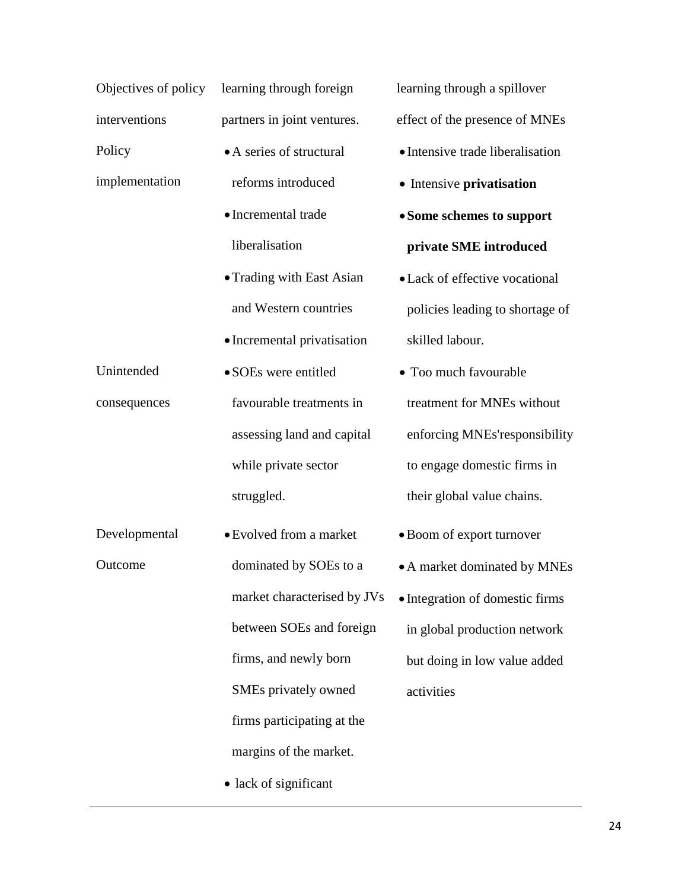| | | |
|---|---|---|
| Objectives of policy interventions | learning through foreign partners in joint ventures. | learning through a spillover effect of the presence of MNEs |
| Policy implementation | • A series of structural reforms introduced<br>• Incremental trade liberalisation<br>• Trading with East Asian and Western countries<br>• Incremental privatisation | • Intensive trade liberalisation<br>• Intensive **privatisation**<br>• **Some schemes to support private SME introduced**<br>• Lack of effective vocational policies leading to shortage of skilled labour. |
| Unintended consequences | • SOEs were entitled favourable treatments in assessing land and capital while private sector struggled. | • Too much favourable treatment for MNEs without enforcing MNEs'responsibility to engage domestic firms in their global value chains. |
| Developmental Outcome | • Evolved from a market dominated by SOEs to a market characterised by JVs between SOEs and foreign firms, and newly born SMEs privately owned firms participating at the margins of the market.<br>• lack of significant | • Boom of export turnover<br>• A market dominated by MNEs<br>• Integration of domestic firms in global production network but doing in low value added activities |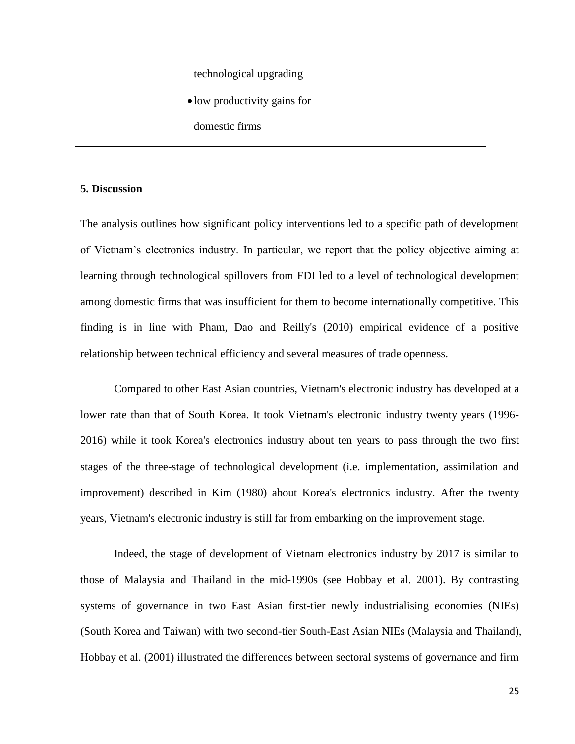technological upgrading

- low productivity gains for domestic firms

---

**5. Discussion**

The analysis outlines how significant policy interventions led to a specific path of development of Vietnam's electronics industry. In particular, we report that the policy objective aiming at learning through technological spillovers from FDI led to a level of technological development among domestic firms that was insufficient for them to become internationally competitive. This finding is in line with Pham, Dao and Reilly's (2010) empirical evidence of a positive relationship between technical efficiency and several measures of trade openness.

Compared to other East Asian countries, Vietnam's electronic industry has developed at a lower rate than that of South Korea. It took Vietnam's electronic industry twenty years (1996-2016) while it took Korea's electronics industry about ten years to pass through the two first stages of the three-stage of technological development (i.e. implementation, assimilation and improvement) described in Kim (1980) about Korea's electronics industry. After the twenty years, Vietnam's electronic industry is still far from embarking on the improvement stage.

Indeed, the stage of development of Vietnam electronics industry by 2017 is similar to those of Malaysia and Thailand in the mid-1990s (see Hobbay et al. 2001). By contrasting systems of governance in two East Asian first-tier newly industrialising economies (NIEs) (South Korea and Taiwan) with two second-tier South-East Asian NIEs (Malaysia and Thailand), Hobbay et al. (2001) illustrated the differences between sectoral systems of governance and firm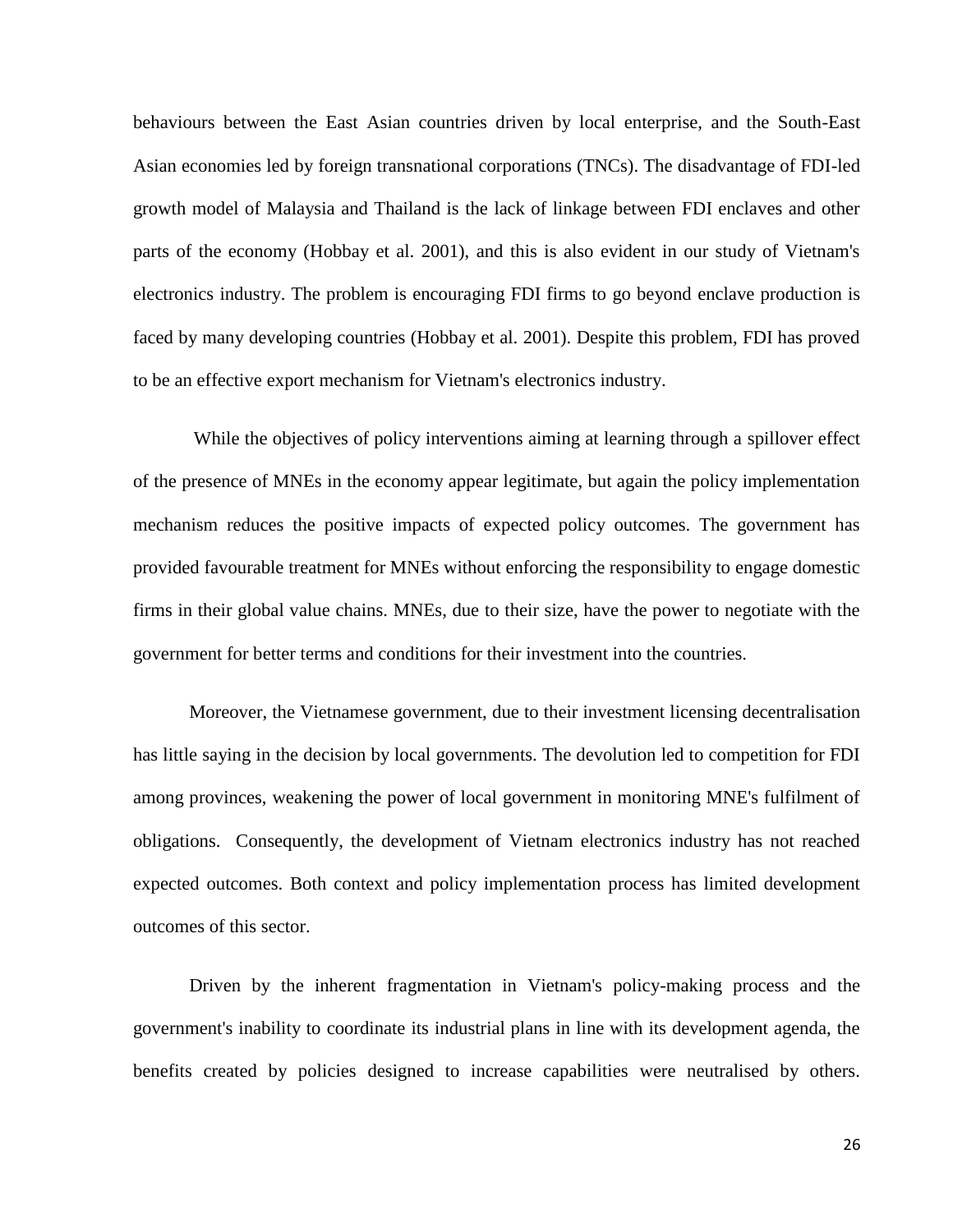behaviours between the East Asian countries driven by local enterprise, and the South-East Asian economies led by foreign transnational corporations (TNCs). The disadvantage of FDI-led growth model of Malaysia and Thailand is the lack of linkage between FDI enclaves and other parts of the economy (Hobbay et al. 2001), and this is also evident in our study of Vietnam's electronics industry. The problem is encouraging FDI firms to go beyond enclave production is faced by many developing countries (Hobbay et al. 2001). Despite this problem, FDI has proved to be an effective export mechanism for Vietnam's electronics industry.

While the objectives of policy interventions aiming at learning through a spillover effect of the presence of MNEs in the economy appear legitimate, but again the policy implementation mechanism reduces the positive impacts of expected policy outcomes. The government has provided favourable treatment for MNEs without enforcing the responsibility to engage domestic firms in their global value chains. MNEs, due to their size, have the power to negotiate with the government for better terms and conditions for their investment into the countries.

Moreover, the Vietnamese government, due to their investment licensing decentralisation has little saying in the decision by local governments. The devolution led to competition for FDI among provinces, weakening the power of local government in monitoring MNE's fulfilment of obligations. Consequently, the development of Vietnam electronics industry has not reached expected outcomes. Both context and policy implementation process has limited development outcomes of this sector.

Driven by the inherent fragmentation in Vietnam's policy-making process and the government's inability to coordinate its industrial plans in line with its development agenda, the benefits created by policies designed to increase capabilities were neutralised by others.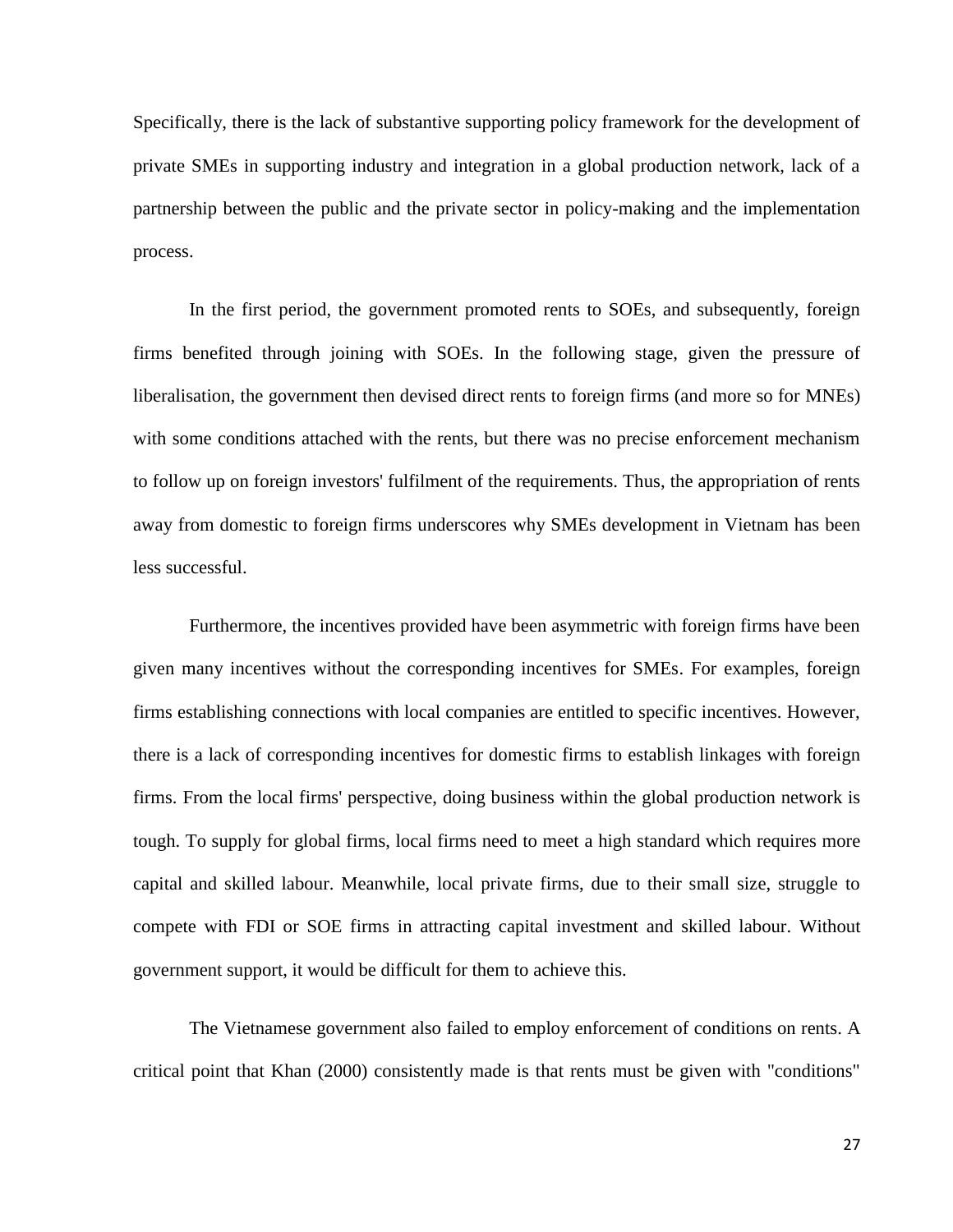Specifically, there is the lack of substantive supporting policy framework for the development of private SMEs in supporting industry and integration in a global production network, lack of a partnership between the public and the private sector in policy-making and the implementation process.

In the first period, the government promoted rents to SOEs, and subsequently, foreign firms benefited through joining with SOEs. In the following stage, given the pressure of liberalisation, the government then devised direct rents to foreign firms (and more so for MNEs) with some conditions attached with the rents, but there was no precise enforcement mechanism to follow up on foreign investors' fulfilment of the requirements. Thus, the appropriation of rents away from domestic to foreign firms underscores why SMEs development in Vietnam has been less successful.

Furthermore, the incentives provided have been asymmetric with foreign firms have been given many incentives without the corresponding incentives for SMEs. For examples, foreign firms establishing connections with local companies are entitled to specific incentives. However, there is a lack of corresponding incentives for domestic firms to establish linkages with foreign firms. From the local firms' perspective, doing business within the global production network is tough. To supply for global firms, local firms need to meet a high standard which requires more capital and skilled labour. Meanwhile, local private firms, due to their small size, struggle to compete with FDI or SOE firms in attracting capital investment and skilled labour. Without government support, it would be difficult for them to achieve this.

The Vietnamese government also failed to employ enforcement of conditions on rents. A critical point that Khan (2000) consistently made is that rents must be given with "conditions"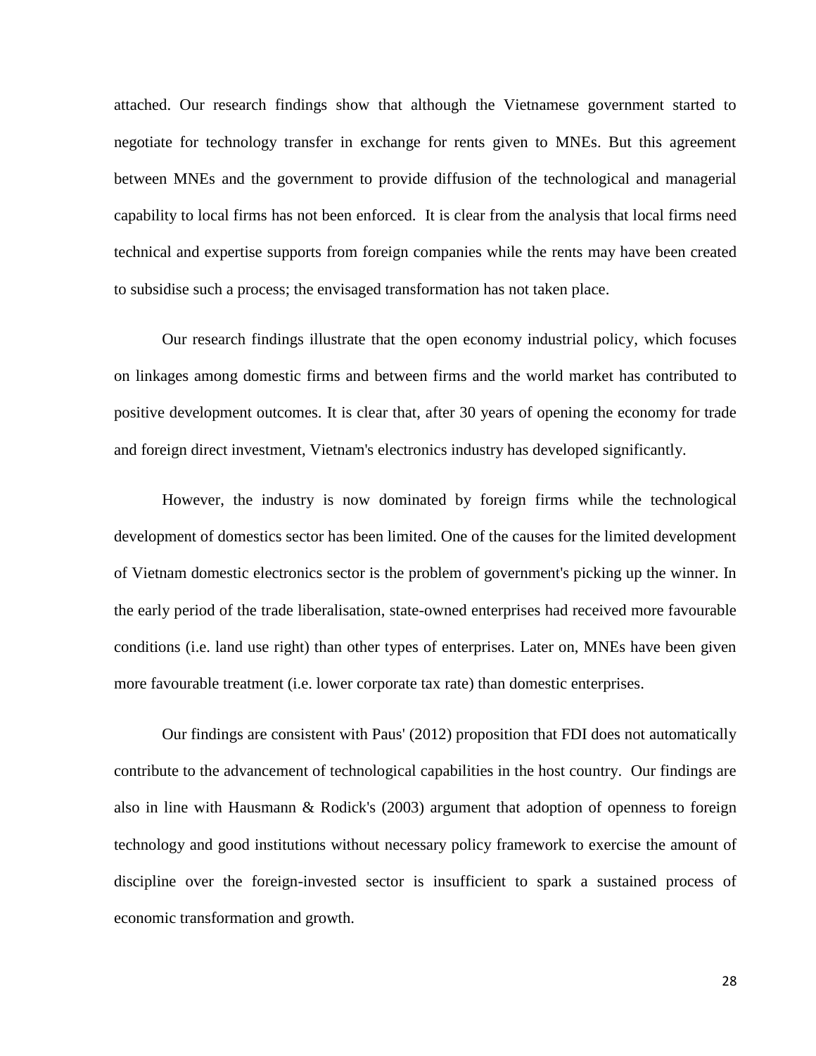attached. Our research findings show that although the Vietnamese government started to negotiate for technology transfer in exchange for rents given to MNEs. But this agreement between MNEs and the government to provide diffusion of the technological and managerial capability to local firms has not been enforced. It is clear from the analysis that local firms need technical and expertise supports from foreign companies while the rents may have been created to subsidise such a process; the envisaged transformation has not taken place.

Our research findings illustrate that the open economy industrial policy, which focuses on linkages among domestic firms and between firms and the world market has contributed to positive development outcomes. It is clear that, after 30 years of opening the economy for trade and foreign direct investment, Vietnam's electronics industry has developed significantly.

However, the industry is now dominated by foreign firms while the technological development of domestics sector has been limited. One of the causes for the limited development of Vietnam domestic electronics sector is the problem of government's picking up the winner. In the early period of the trade liberalisation, state-owned enterprises had received more favourable conditions (i.e. land use right) than other types of enterprises. Later on, MNEs have been given more favourable treatment (i.e. lower corporate tax rate) than domestic enterprises.

Our findings are consistent with Paus' (2012) proposition that FDI does not automatically contribute to the advancement of technological capabilities in the host country. Our findings are also in line with Hausmann & Rodick's (2003) argument that adoption of openness to foreign technology and good institutions without necessary policy framework to exercise the amount of discipline over the foreign-invested sector is insufficient to spark a sustained process of economic transformation and growth.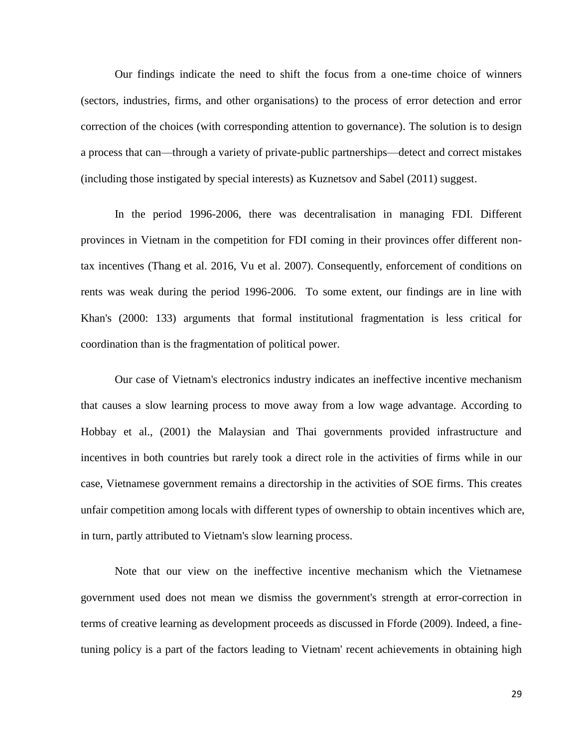Our findings indicate the need to shift the focus from a one-time choice of winners (sectors, industries, firms, and other organisations) to the process of error detection and error correction of the choices (with corresponding attention to governance). The solution is to design a process that can—through a variety of private-public partnerships—detect and correct mistakes (including those instigated by special interests) as Kuznetsov and Sabel (2011) suggest.

In the period 1996-2006, there was decentralisation in managing FDI. Different provinces in Vietnam in the competition for FDI coming in their provinces offer different non-tax incentives (Thang et al. 2016, Vu et al. 2007). Consequently, enforcement of conditions on rents was weak during the period 1996-2006. To some extent, our findings are in line with Khan's (2000: 133) arguments that formal institutional fragmentation is less critical for coordination than is the fragmentation of political power.

Our case of Vietnam's electronics industry indicates an ineffective incentive mechanism that causes a slow learning process to move away from a low wage advantage. According to Hobbay et al., (2001) the Malaysian and Thai governments provided infrastructure and incentives in both countries but rarely took a direct role in the activities of firms while in our case, Vietnamese government remains a directorship in the activities of SOE firms. This creates unfair competition among locals with different types of ownership to obtain incentives which are, in turn, partly attributed to Vietnam's slow learning process.

Note that our view on the ineffective incentive mechanism which the Vietnamese government used does not mean we dismiss the government's strength at error-correction in terms of creative learning as development proceeds as discussed in Fforde (2009). Indeed, a fine-tuning policy is a part of the factors leading to Vietnam' recent achievements in obtaining high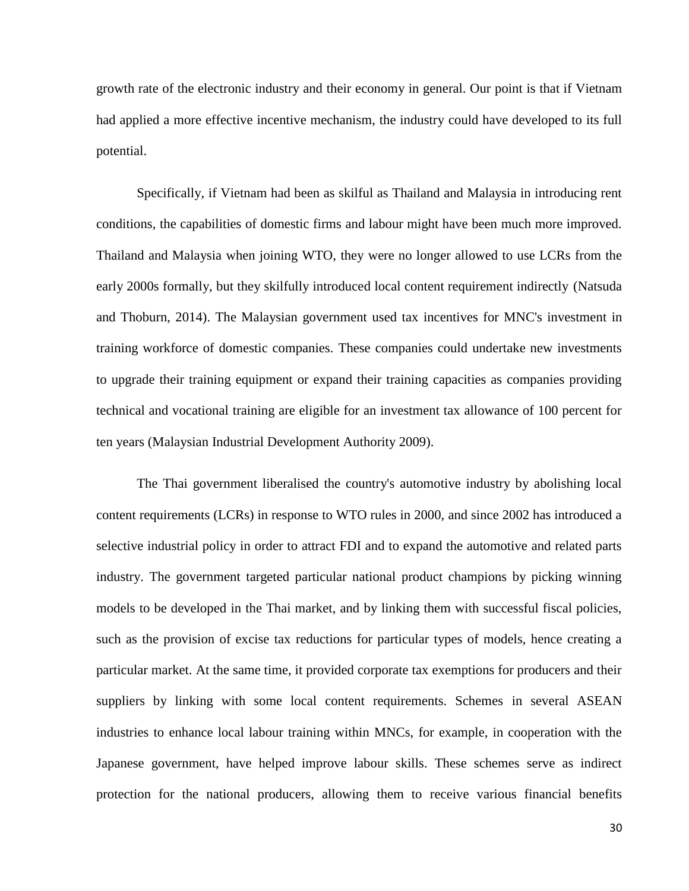growth rate of the electronic industry and their economy in general. Our point is that if Vietnam had applied a more effective incentive mechanism, the industry could have developed to its full potential.

Specifically, if Vietnam had been as skilful as Thailand and Malaysia in introducing rent conditions, the capabilities of domestic firms and labour might have been much more improved. Thailand and Malaysia when joining WTO, they were no longer allowed to use LCRs from the early 2000s formally, but they skilfully introduced local content requirement indirectly (Natsuda and Thoburn, 2014). The Malaysian government used tax incentives for MNC's investment in training workforce of domestic companies. These companies could undertake new investments to upgrade their training equipment or expand their training capacities as companies providing technical and vocational training are eligible for an investment tax allowance of 100 percent for ten years (Malaysian Industrial Development Authority 2009).

The Thai government liberalised the country's automotive industry by abolishing local content requirements (LCRs) in response to WTO rules in 2000, and since 2002 has introduced a selective industrial policy in order to attract FDI and to expand the automotive and related parts industry. The government targeted particular national product champions by picking winning models to be developed in the Thai market, and by linking them with successful fiscal policies, such as the provision of excise tax reductions for particular types of models, hence creating a particular market. At the same time, it provided corporate tax exemptions for producers and their suppliers by linking with some local content requirements. Schemes in several ASEAN industries to enhance local labour training within MNCs, for example, in cooperation with the Japanese government, have helped improve labour skills. These schemes serve as indirect protection for the national producers, allowing them to receive various financial benefits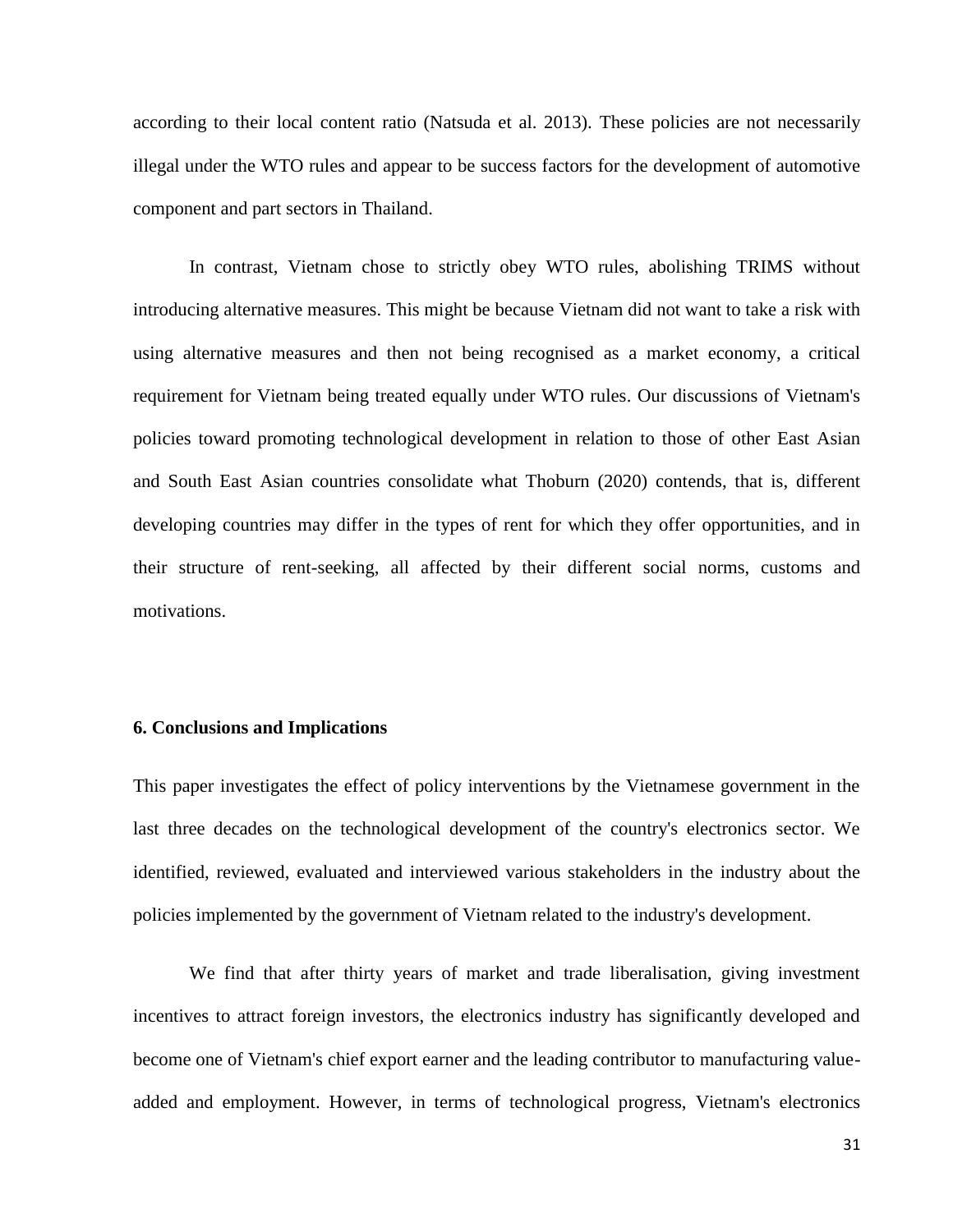according to their local content ratio (Natsuda et al. 2013). These policies are not necessarily illegal under the WTO rules and appear to be success factors for the development of automotive component and part sectors in Thailand.

In contrast, Vietnam chose to strictly obey WTO rules, abolishing TRIMS without introducing alternative measures. This might be because Vietnam did not want to take a risk with using alternative measures and then not being recognised as a market economy, a critical requirement for Vietnam being treated equally under WTO rules. Our discussions of Vietnam's policies toward promoting technological development in relation to those of other East Asian and South East Asian countries consolidate what Thoburn (2020) contends, that is, different developing countries may differ in the types of rent for which they offer opportunities, and in their structure of rent-seeking, all affected by their different social norms, customs and motivations.

## 6. Conclusions and Implications

This paper investigates the effect of policy interventions by the Vietnamese government in the last three decades on the technological development of the country's electronics sector. We identified, reviewed, evaluated and interviewed various stakeholders in the industry about the policies implemented by the government of Vietnam related to the industry's development.

We find that after thirty years of market and trade liberalisation, giving investment incentives to attract foreign investors, the electronics industry has significantly developed and become one of Vietnam's chief export earner and the leading contributor to manufacturing value-added and employment. However, in terms of technological progress, Vietnam's electronics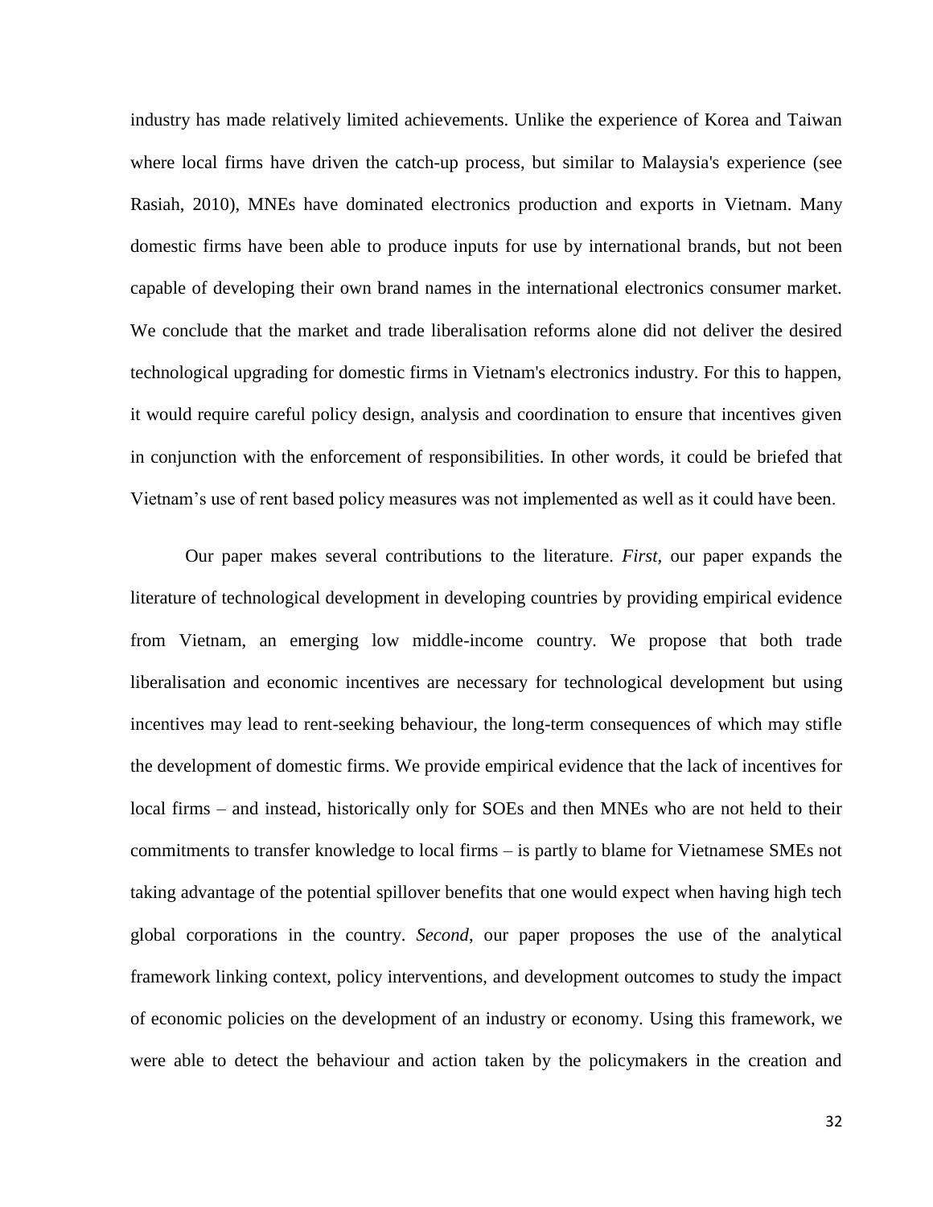industry has made relatively limited achievements. Unlike the experience of Korea and Taiwan where local firms have driven the catch-up process, but similar to Malaysia's experience (see Rasiah, 2010), MNEs have dominated electronics production and exports in Vietnam. Many domestic firms have been able to produce inputs for use by international brands, but not been capable of developing their own brand names in the international electronics consumer market. We conclude that the market and trade liberalisation reforms alone did not deliver the desired technological upgrading for domestic firms in Vietnam's electronics industry. For this to happen, it would require careful policy design, analysis and coordination to ensure that incentives given in conjunction with the enforcement of responsibilities. In other words, it could be briefed that Vietnam's use of rent based policy measures was not implemented as well as it could have been.

Our paper makes several contributions to the literature. *First*, our paper expands the literature of technological development in developing countries by providing empirical evidence from Vietnam, an emerging low middle-income country. We propose that both trade liberalisation and economic incentives are necessary for technological development but using incentives may lead to rent-seeking behaviour, the long-term consequences of which may stifle the development of domestic firms. We provide empirical evidence that the lack of incentives for local firms – and instead, historically only for SOEs and then MNEs who are not held to their commitments to transfer knowledge to local firms – is partly to blame for Vietnamese SMEs not taking advantage of the potential spillover benefits that one would expect when having high tech global corporations in the country. *Second*, our paper proposes the use of the analytical framework linking context, policy interventions, and development outcomes to study the impact of economic policies on the development of an industry or economy. Using this framework, we were able to detect the behaviour and action taken by the policymakers in the creation and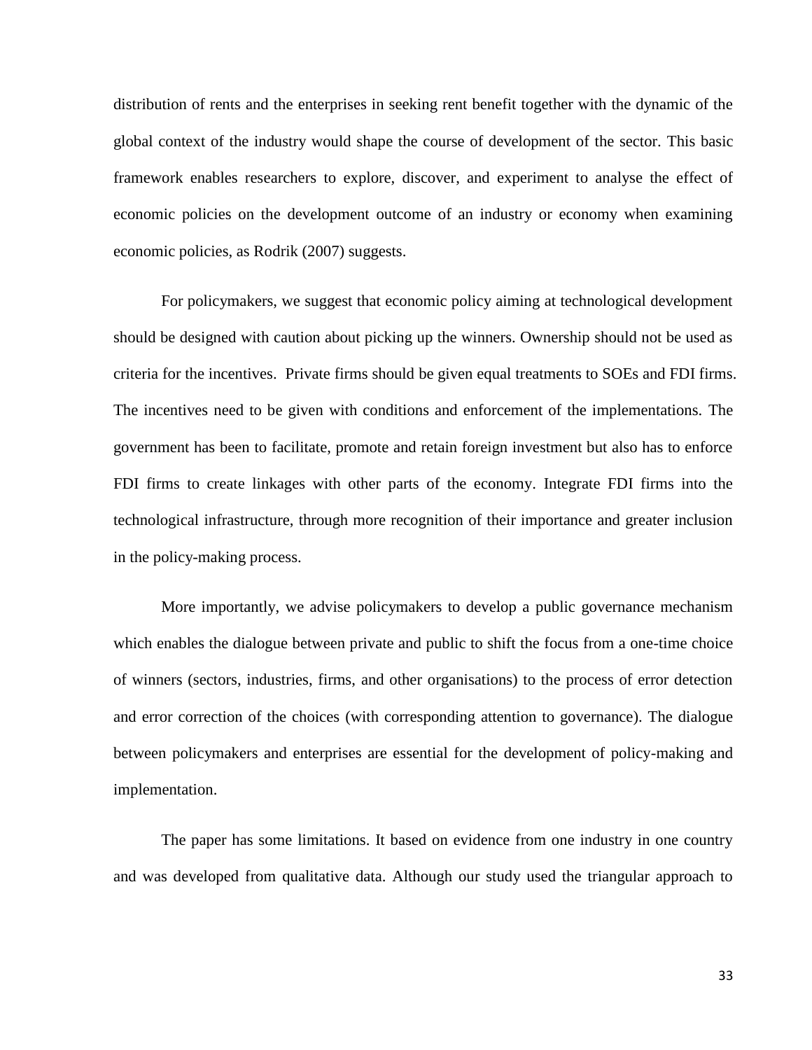distribution of rents and the enterprises in seeking rent benefit together with the dynamic of the global context of the industry would shape the course of development of the sector. This basic framework enables researchers to explore, discover, and experiment to analyse the effect of economic policies on the development outcome of an industry or economy when examining economic policies, as Rodrik (2007) suggests.

For policymakers, we suggest that economic policy aiming at technological development should be designed with caution about picking up the winners. Ownership should not be used as criteria for the incentives. Private firms should be given equal treatments to SOEs and FDI firms. The incentives need to be given with conditions and enforcement of the implementations. The government has been to facilitate, promote and retain foreign investment but also has to enforce FDI firms to create linkages with other parts of the economy. Integrate FDI firms into the technological infrastructure, through more recognition of their importance and greater inclusion in the policy-making process.

More importantly, we advise policymakers to develop a public governance mechanism which enables the dialogue between private and public to shift the focus from a one-time choice of winners (sectors, industries, firms, and other organisations) to the process of error detection and error correction of the choices (with corresponding attention to governance). The dialogue between policymakers and enterprises are essential for the development of policy-making and implementation.

The paper has some limitations. It based on evidence from one industry in one country and was developed from qualitative data. Although our study used the triangular approach to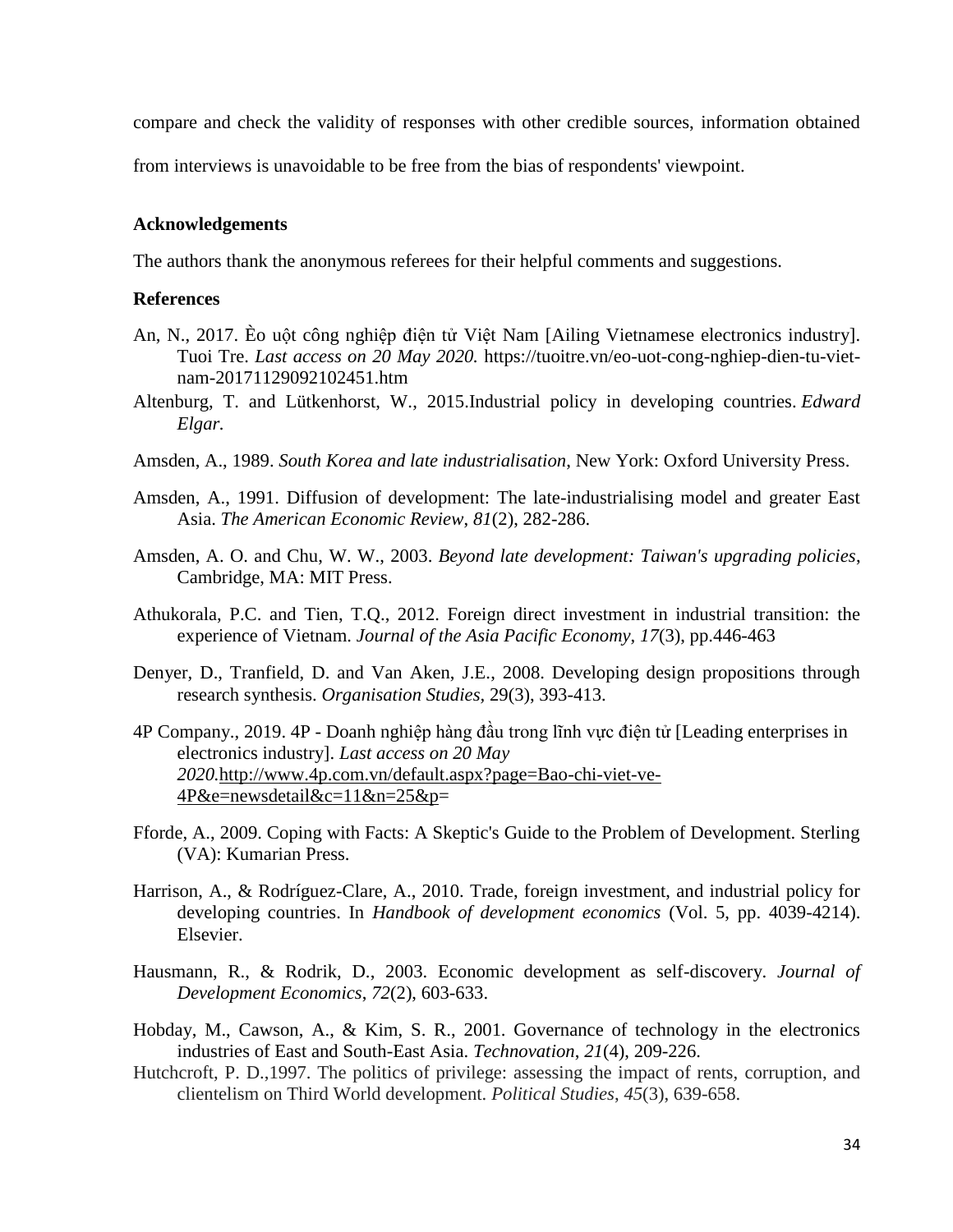compare and check the validity of responses with other credible sources, information obtained from interviews is unavoidable to be free from the bias of respondents' viewpoint.

**Acknowledgements**

The authors thank the anonymous referees for their helpful comments and suggestions.

**References**

An, N., 2017. Èo uột công nghiệp điện tử Việt Nam [Ailing Vietnamese electronics industry]. Tuoi Tre. *Last access on 20 May 2020.* https://tuoitre.vn/eo-uot-cong-nghiep-dien-tu-viet-nam-20171129092102451.htm

Altenburg, T. and Lütkenhorst, W., 2015.Industrial policy in developing countries. *Edward Elgar.*

Amsden, A., 1989. *South Korea and late industrialisation*, New York: Oxford University Press.

Amsden, A., 1991. Diffusion of development: The late-industrialising model and greater East Asia. *The American Economic Review*, *81*(2), 282-286.

Amsden, A. O. and Chu, W. W., 2003. *Beyond late development: Taiwan's upgrading policies*, Cambridge, MA: MIT Press.

Athukorala, P.C. and Tien, T.Q., 2012. Foreign direct investment in industrial transition: the experience of Vietnam. *Journal of the Asia Pacific Economy*, *17*(3), pp.446-463

Denyer, D., Tranfield, D. and Van Aken, J.E., 2008. Developing design propositions through research synthesis. *Organisation Studies*, 29(3), 393-413.

4P Company., 2019. 4P - Doanh nghiệp hàng đầu trong lĩnh vực điện tử [Leading enterprises in electronics industry]. *Last access on 20 May 2020.*http://www.4p.com.vn/default.aspx?page=Bao-chi-viet-ve-4P&e=newsdetail&c=11&n=25&p=

Fforde, A., 2009. Coping with Facts: A Skeptic's Guide to the Problem of Development. Sterling (VA): Kumarian Press.

Harrison, A., & Rodríguez-Clare, A., 2010. Trade, foreign investment, and industrial policy for developing countries. In *Handbook of development economics* (Vol. 5, pp. 4039-4214). Elsevier.

Hausmann, R., & Rodrik, D., 2003. Economic development as self-discovery. *Journal of Development Economics*, *72*(2), 603-633.

Hobday, M., Cawson, A., & Kim, S. R., 2001. Governance of technology in the electronics industries of East and South-East Asia. *Technovation*, *21*(4), 209-226.

Hutchcroft, P. D.,1997. The politics of privilege: assessing the impact of rents, corruption, and clientelism on Third World development. *Political Studies*, *45*(3), 639-658.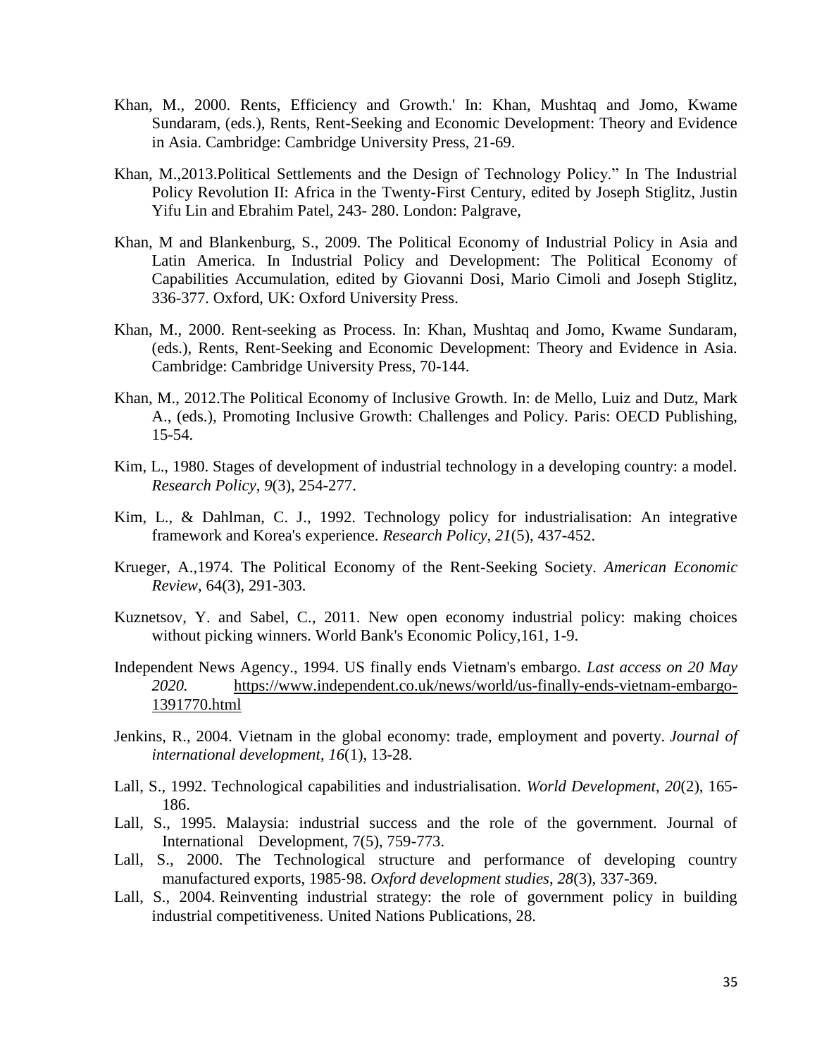Khan, M., 2000. Rents, Efficiency and Growth.' In: Khan, Mushtaq and Jomo, Kwame Sundaram, (eds.), Rents, Rent-Seeking and Economic Development: Theory and Evidence in Asia. Cambridge: Cambridge University Press, 21-69.

Khan, M.,2013.Political Settlements and the Design of Technology Policy." In The Industrial Policy Revolution II: Africa in the Twenty-First Century, edited by Joseph Stiglitz, Justin Yifu Lin and Ebrahim Patel, 243- 280. London: Palgrave,

Khan, M and Blankenburg, S., 2009. The Political Economy of Industrial Policy in Asia and Latin America. In Industrial Policy and Development: The Political Economy of Capabilities Accumulation, edited by Giovanni Dosi, Mario Cimoli and Joseph Stiglitz, 336-377. Oxford, UK: Oxford University Press.

Khan, M., 2000. Rent-seeking as Process. In: Khan, Mushtaq and Jomo, Kwame Sundaram, (eds.), Rents, Rent-Seeking and Economic Development: Theory and Evidence in Asia. Cambridge: Cambridge University Press, 70-144.

Khan, M., 2012.The Political Economy of Inclusive Growth. In: de Mello, Luiz and Dutz, Mark A., (eds.), Promoting Inclusive Growth: Challenges and Policy. Paris: OECD Publishing, 15-54.

Kim, L., 1980. Stages of development of industrial technology in a developing country: a model. *Research Policy*, *9*(3), 254-277.

Kim, L., & Dahlman, C. J., 1992. Technology policy for industrialisation: An integrative framework and Korea's experience. *Research Policy*, *21*(5), 437-452.

Krueger, A.,1974. The Political Economy of the Rent-Seeking Society. *American Economic Review*, 64(3), 291-303.

Kuznetsov, Y. and Sabel, C., 2011. New open economy industrial policy: making choices without picking winners. World Bank's Economic Policy,161, 1-9.

Independent News Agency., 1994. US finally ends Vietnam's embargo. *Last access on 20 May 2020.* https://www.independent.co.uk/news/world/us-finally-ends-vietnam-embargo-1391770.html

Jenkins, R., 2004. Vietnam in the global economy: trade, employment and poverty. *Journal of international development*, *16*(1), 13-28.

Lall, S., 1992. Technological capabilities and industrialisation. *World Development*, *20*(2), 165-186.

Lall, S., 1995. Malaysia: industrial success and the role of the government. Journal of International Development, 7(5), 759-773.

Lall, S., 2000. The Technological structure and performance of developing country manufactured exports, 1985-98. *Oxford development studies*, *28*(3), 337-369.

Lall, S., 2004. Reinventing industrial strategy: the role of government policy in building industrial competitiveness. United Nations Publications, 28.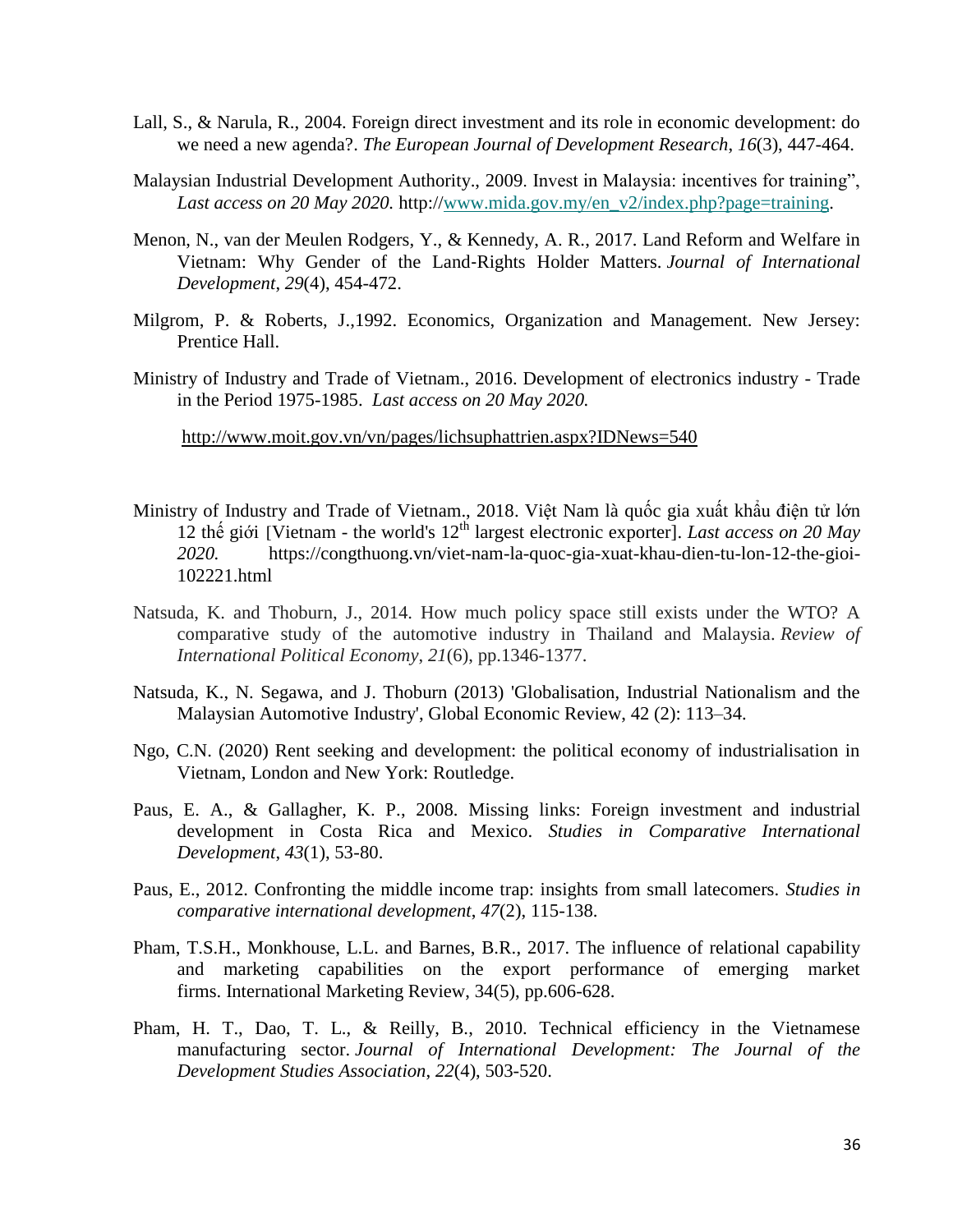Lall, S., & Narula, R., 2004. Foreign direct investment and its role in economic development: do we need a new agenda?. *The European Journal of Development Research*, *16*(3), 447-464.

Malaysian Industrial Development Authority., 2009. Invest in Malaysia: incentives for training", *Last access on 20 May 2020.* http://www.mida.gov.my/en_v2/index.php?page=training.

Menon, N., van der Meulen Rodgers, Y., & Kennedy, A. R., 2017. Land Reform and Welfare in Vietnam: Why Gender of the Land-Rights Holder Matters. *Journal of International Development*, *29*(4), 454-472.

Milgrom, P. & Roberts, J.,1992. Economics, Organization and Management. New Jersey: Prentice Hall.

Ministry of Industry and Trade of Vietnam., 2016. Development of electronics industry - Trade in the Period 1975-1985. *Last access on 20 May 2020.*

http://www.moit.gov.vn/vn/pages/lichsuphattrien.aspx?IDNews=540

Ministry of Industry and Trade of Vietnam., 2018. Việt Nam là quốc gia xuất khẩu điện tử lớn 12 thế giới [Vietnam - the world's 12th largest electronic exporter]. *Last access on 20 May 2020.* https://congthuong.vn/viet-nam-la-quoc-gia-xuat-khau-dien-tu-lon-12-the-gioi-102221.html

Natsuda, K. and Thoburn, J., 2014. How much policy space still exists under the WTO? A comparative study of the automotive industry in Thailand and Malaysia. *Review of International Political Economy*, *21*(6), pp.1346-1377.

Natsuda, K., N. Segawa, and J. Thoburn (2013) 'Globalisation, Industrial Nationalism and the Malaysian Automotive Industry', Global Economic Review, 42 (2): 113–34.

Ngo, C.N. (2020) Rent seeking and development: the political economy of industrialisation in Vietnam, London and New York: Routledge.

Paus, E. A., & Gallagher, K. P., 2008. Missing links: Foreign investment and industrial development in Costa Rica and Mexico. *Studies in Comparative International Development*, *43*(1), 53-80.

Paus, E., 2012. Confronting the middle income trap: insights from small latecomers. *Studies in comparative international development*, *47*(2), 115-138.

Pham, T.S.H., Monkhouse, L.L. and Barnes, B.R., 2017. The influence of relational capability and marketing capabilities on the export performance of emerging market firms. International Marketing Review, 34(5), pp.606-628.

Pham, H. T., Dao, T. L., & Reilly, B., 2010. Technical efficiency in the Vietnamese manufacturing sector. *Journal of International Development: The Journal of the Development Studies Association*, *22*(4), 503-520.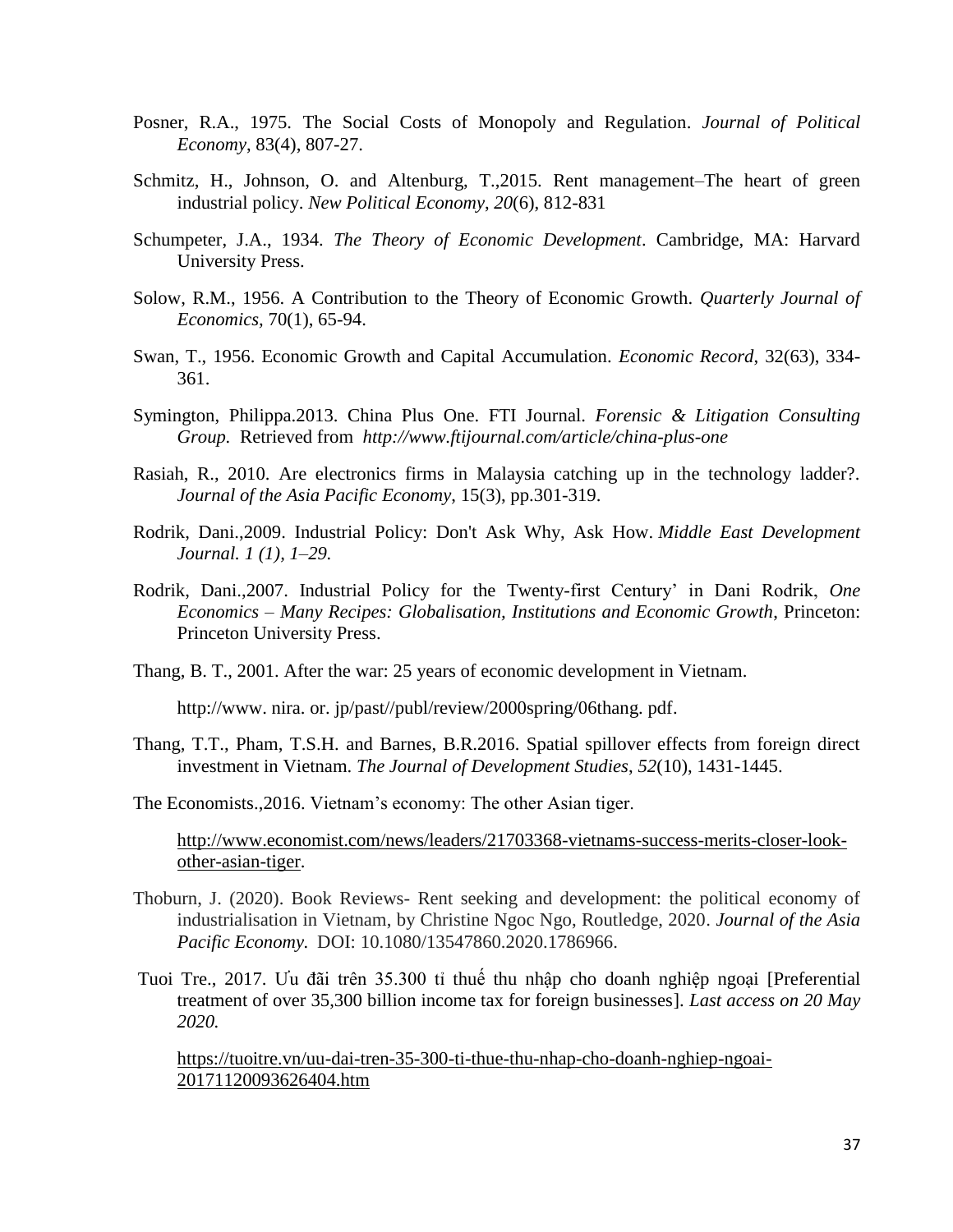Posner, R.A., 1975. The Social Costs of Monopoly and Regulation. *Journal of Political Economy*, 83(4), 807-27.

Schmitz, H., Johnson, O. and Altenburg, T.,2015. Rent management–The heart of green industrial policy. *New Political Economy*, *20*(6), 812-831

Schumpeter, J.A., 1934. *The Theory of Economic Development*. Cambridge, MA: Harvard University Press.

Solow, R.M., 1956. A Contribution to the Theory of Economic Growth. *Quarterly Journal of Economics,* 70(1), 65-94.

Swan, T., 1956. Economic Growth and Capital Accumulation. *Economic Record*, 32(63), 334-361.

Symington, Philippa.2013. China Plus One. FTI Journal. *Forensic & Litigation Consulting Group.* Retrieved from *http://www.ftijournal.com/article/china-plus-one*

Rasiah, R., 2010. Are electronics firms in Malaysia catching up in the technology ladder?. *Journal of the Asia Pacific Economy*, 15(3), pp.301-319.

Rodrik, Dani.,2009. Industrial Policy: Don't Ask Why, Ask How. *Middle East Development Journal. 1 (1), 1–29.*

Rodrik, Dani.,2007. Industrial Policy for the Twenty-first Century' in Dani Rodrik, *One Economics – Many Recipes: Globalisation, Institutions and Economic Growth*, Princeton: Princeton University Press.

Thang, B. T., 2001. After the war: 25 years of economic development in Vietnam.

http://www. nira. or. jp/past//publ/review/2000spring/06thang. pdf.

Thang, T.T., Pham, T.S.H. and Barnes, B.R.2016. Spatial spillover effects from foreign direct investment in Vietnam. *The Journal of Development Studies*, *52*(10), 1431-1445.

The Economists.,2016. Vietnam's economy: The other Asian tiger.

http://www.economist.com/news/leaders/21703368-vietnams-success-merits-closer-look-other-asian-tiger.

Thoburn, J. (2020). Book Reviews- Rent seeking and development: the political economy of industrialisation in Vietnam, by Christine Ngoc Ngo, Routledge, 2020. *Journal of the Asia Pacific Economy.* DOI: 10.1080/13547860.2020.1786966.

Tuoi Tre., 2017. Ưu đãi trên 35.300 tỉ thuế thu nhập cho doanh nghiệp ngoại [Preferential treatment of over 35,300 billion income tax for foreign businesses]. *Last access on 20 May 2020.*

https://tuoitre.vn/uu-dai-tren-35-300-ti-thue-thu-nhap-cho-doanh-nghiep-ngoai-20171120093626404.htm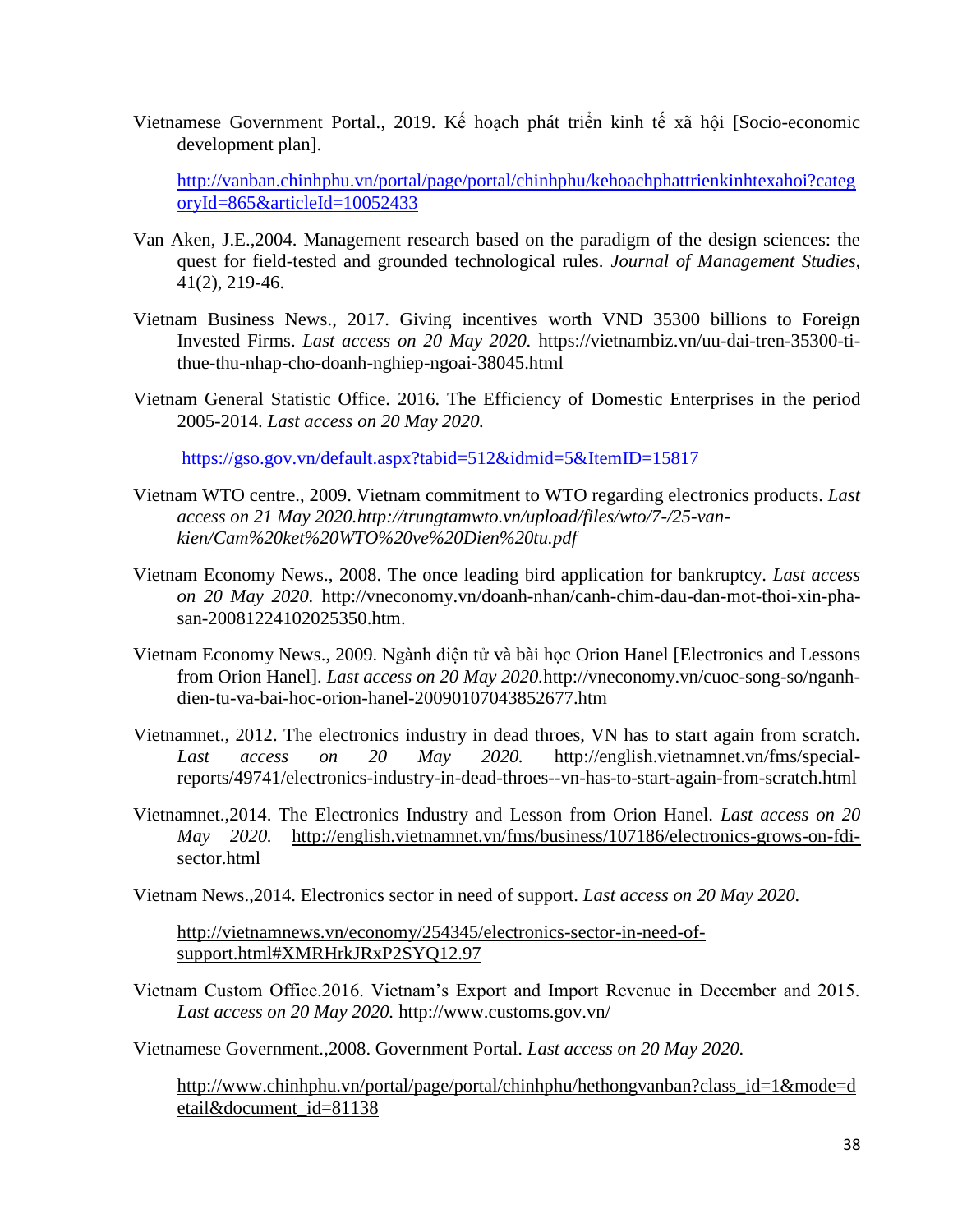Vietnamese Government Portal., 2019. Kế hoạch phát triển kinh tế xã hội [Socio-economic development plan].

http://vanban.chinhphu.vn/portal/page/portal/chinhphu/kehoachphattrienkinhtexahoi?categoryId=865&articleId=10052433

Van Aken, J.E.,2004. Management research based on the paradigm of the design sciences: the quest for field-tested and grounded technological rules. *Journal of Management Studies*, 41(2), 219-46.

Vietnam Business News., 2017. Giving incentives worth VND 35300 billions to Foreign Invested Firms. *Last access on 20 May 2020.* https://vietnambiz.vn/uu-dai-tren-35300-ti-thue-thu-nhap-cho-doanh-nghiep-ngoai-38045.html

Vietnam General Statistic Office. 2016. The Efficiency of Domestic Enterprises in the period 2005-2014. *Last access on 20 May 2020.*

https://gso.gov.vn/default.aspx?tabid=512&idmid=5&ItemID=15817

Vietnam WTO centre., 2009. Vietnam commitment to WTO regarding electronics products. *Last access on 21 May 2020.http://trungtamwto.vn/upload/files/wto/7-/25-van-kien/Cam%20ket%20WTO%20ve%20Dien%20tu.pdf*

Vietnam Economy News., 2008. The once leading bird application for bankruptcy. *Last access on 20 May 2020.* http://vneconomy.vn/doanh-nhan/canh-chim-dau-dan-mot-thoi-xin-pha-san-20081224102025350.htm.

Vietnam Economy News., 2009. Ngành điện tử và bài học Orion Hanel [Electronics and Lessons from Orion Hanel]. *Last access on 20 May 2020.*http://vneconomy.vn/cuoc-song-so/nganh-dien-tu-va-bai-hoc-orion-hanel-20090107043852677.htm

Vietnamnet., 2012. The electronics industry in dead throes, VN has to start again from scratch. *Last access on 20 May 2020.* http://english.vietnamnet.vn/fms/special-reports/49741/electronics-industry-in-dead-throes--vn-has-to-start-again-from-scratch.html

Vietnamnet.,2014. The Electronics Industry and Lesson from Orion Hanel. *Last access on 20 May 2020.* http://english.vietnamnet.vn/fms/business/107186/electronics-grows-on-fdi-sector.html

Vietnam News.,2014. Electronics sector in need of support. *Last access on 20 May 2020.*

http://vietnamnews.vn/economy/254345/electronics-sector-in-need-of-support.html#XMRHrkJRxP2SYQ12.97

Vietnam Custom Office.2016. Vietnam's Export and Import Revenue in December and 2015. *Last access on 20 May 2020.* http://www.customs.gov.vn/

Vietnamese Government.,2008. Government Portal. *Last access on 20 May 2020.*

http://www.chinhphu.vn/portal/page/portal/chinhphu/hethongvanban?class_id=1&mode=detail&document_id=81138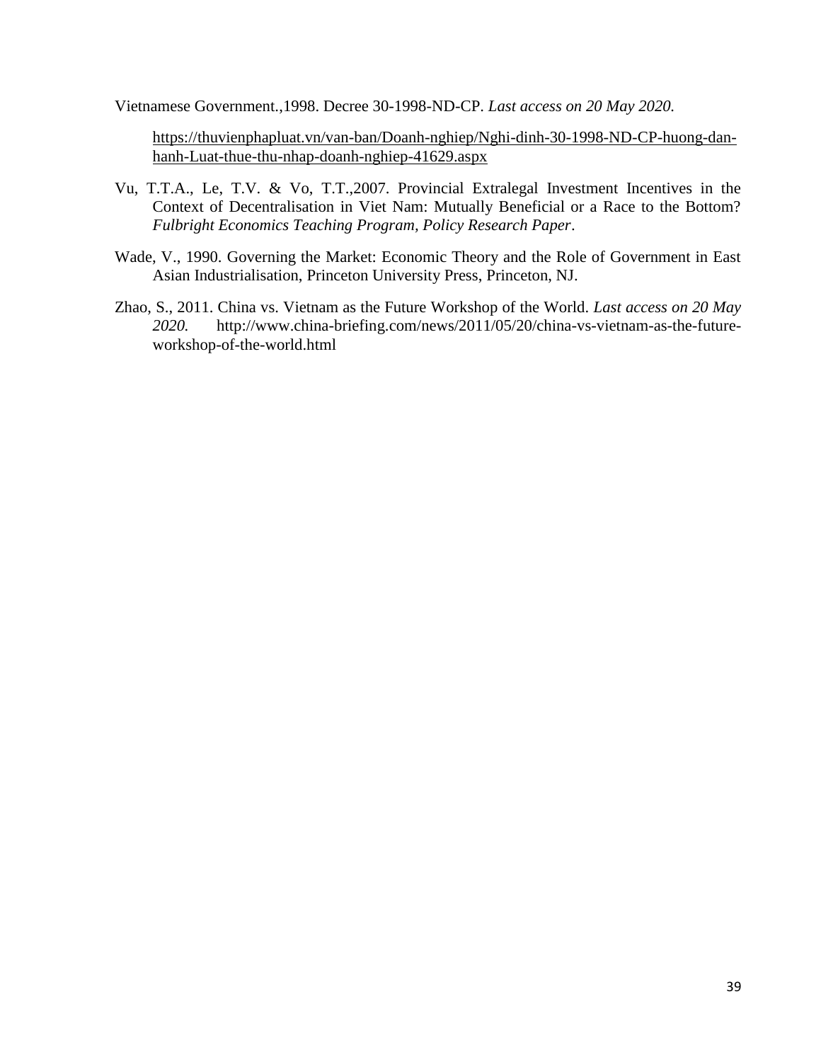Vietnamese Government.,1998. Decree 30-1998-ND-CP. *Last access on 20 May 2020.*

https://thuvienphapluat.vn/van-ban/Doanh-nghiep/Nghi-dinh-30-1998-ND-CP-huong-dan-hanh-Luat-thue-thu-nhap-doanh-nghiep-41629.aspx

Vu, T.T.A., Le, T.V. & Vo, T.T.,2007. Provincial Extralegal Investment Incentives in the Context of Decentralisation in Viet Nam: Mutually Beneficial or a Race to the Bottom? *Fulbright Economics Teaching Program, Policy Research Paper*.

Wade, V., 1990. Governing the Market: Economic Theory and the Role of Government in East Asian Industrialisation, Princeton University Press, Princeton, NJ.

Zhao, S., 2011. China vs. Vietnam as the Future Workshop of the World. *Last access on 20 May 2020.* http://www.china-briefing.com/news/2011/05/20/china-vs-vietnam-as-the-future-workshop-of-the-world.html